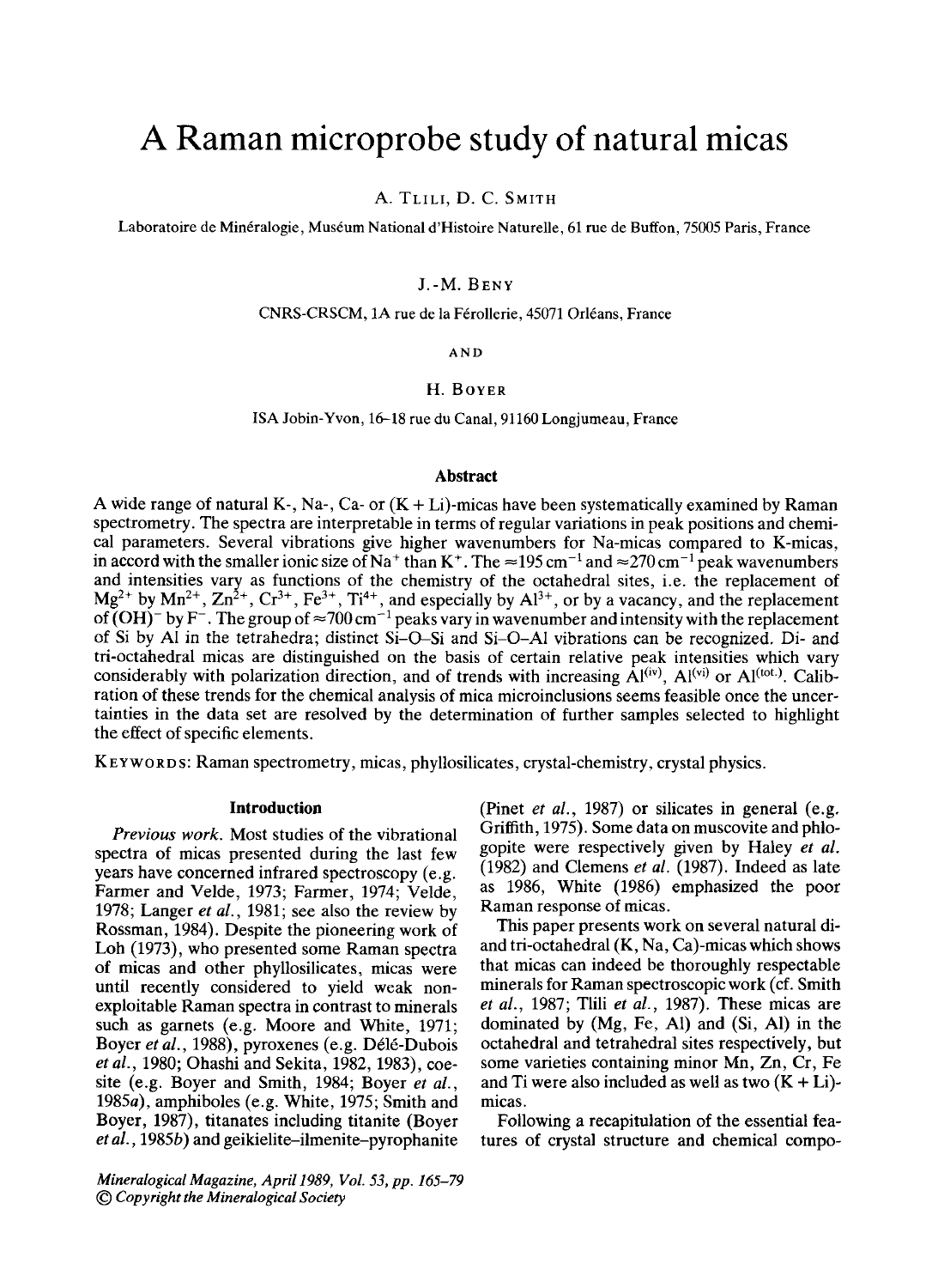# A Raman microprobe study of natural micas

A. Tlili, D. C. Smith

Laboratoire de Minéralogie, Muséum National d'Histoire Naturelle, 61 rue de Buffon, 75005 Paris, France

J.-M. Beny

CNRS-CRSCM, 1A rue de la Férollerie, 45071 Orléans, France

AND

H. Boyer

ISA Jobin-Yvon, 16–18 rue du Canal, 91160 Longjumeau, France

## Abstract

A wide range of natural K-, Na-, Ca- or (K + Li)-micas have been systematically examined by Raman spectrometry. The spectra are interpretable in terms of regular variations in peak positions and chemical parameters. Several vibrations give higher wavenumbers for Na-micas compared to K-micas, in accord with the smaller ionic size of $Na^+$ than $K^+$. The $\approx 195\ cm^{-1}$ and $\approx 270\ cm^{-1}$ peak wavenumbers and intensities vary as functions of the chemistry of the octahedral sites, i.e. the replacement of $Mg^{2+}$ by $Mn^{2+}$, $Zn^{2+}$, $Cr^{3+}$, $Fe^{3+}$, $Ti^{4+}$, and especially by $Al^{3+}$, or by a vacancy, and the replacement of $(OH)^-$ by $F^-$. The group of $\approx 700\ cm^{-1}$ peaks vary in wavenumber and intensity with the replacement of Si by Al in the tetrahedra; distinct Si–O–Si and Si–O–Al vibrations can be recognized. Di- and tri-octahedral micas are distinguished on the basis of certain relative peak intensities which vary considerably with polarization direction, and of trends with increasing $Al^{(iv)}$, $Al^{(vi)}$ or $Al^{(tot.)}$. Calibration of these trends for the chemical analysis of mica microinclusions seems feasible once the uncertainties in the data set are resolved by the determination of further samples selected to highlight the effect of specific elements.

KEYWORDS: Raman spectrometry, micas, phyllosilicates, crystal-chemistry, crystal physics.

## Introduction

*Previous work.* Most studies of the vibrational spectra of micas presented during the last few years have concerned infrared spectroscopy (e.g. Farmer and Velde, 1973; Farmer, 1974; Velde, 1978; Langer *et al.*, 1981; see also the review by Rossman, 1984). Despite the pioneering work of Loh (1973), who presented some Raman spectra of micas and other phyllosilicates, micas were until recently considered to yield weak non-exploitable Raman spectra in contrast to minerals such as garnets (e.g. Moore and White, 1971; Boyer *et al.*, 1988), pyroxenes (e.g. Délé-Dubois *et al.*, 1980; Ohashi and Sekita, 1982, 1983), coesite (e.g. Boyer and Smith, 1984; Boyer *et al.*, 1985*a*), amphiboles (e.g. White, 1975; Smith and Boyer, 1987), titanates including titanite (Boyer *et al.*, 1985*b*) and geikielite–ilmenite–pyrophanite (Pinet *et al.*, 1987) or silicates in general (e.g. Griffith, 1975). Some data on muscovite and phlogopite were respectively given by Haley *et al.* (1982) and Clemens *et al.* (1987). Indeed as late as 1986, White (1986) emphasized the poor Raman response of micas.

This paper presents work on several natural di- and tri-octahedral (K, Na, Ca)-micas which shows that micas can indeed be thoroughly respectable minerals for Raman spectroscopic work (cf. Smith *et al.*, 1987; Tlili *et al.*, 1987). These micas are dominated by (Mg, Fe, Al) and (Si, Al) in the octahedral and tetrahedral sites respectively, but some varieties containing minor Mn, Zn, Cr, Fe and Ti were also included as well as two (K + Li)-micas.

Following a recapitulation of the essential features of crystal structure and chemical compo-

*Mineralogical Magazine, April 1989, Vol. 53, pp. 165–79*
*© Copyright the Mineralogical Society*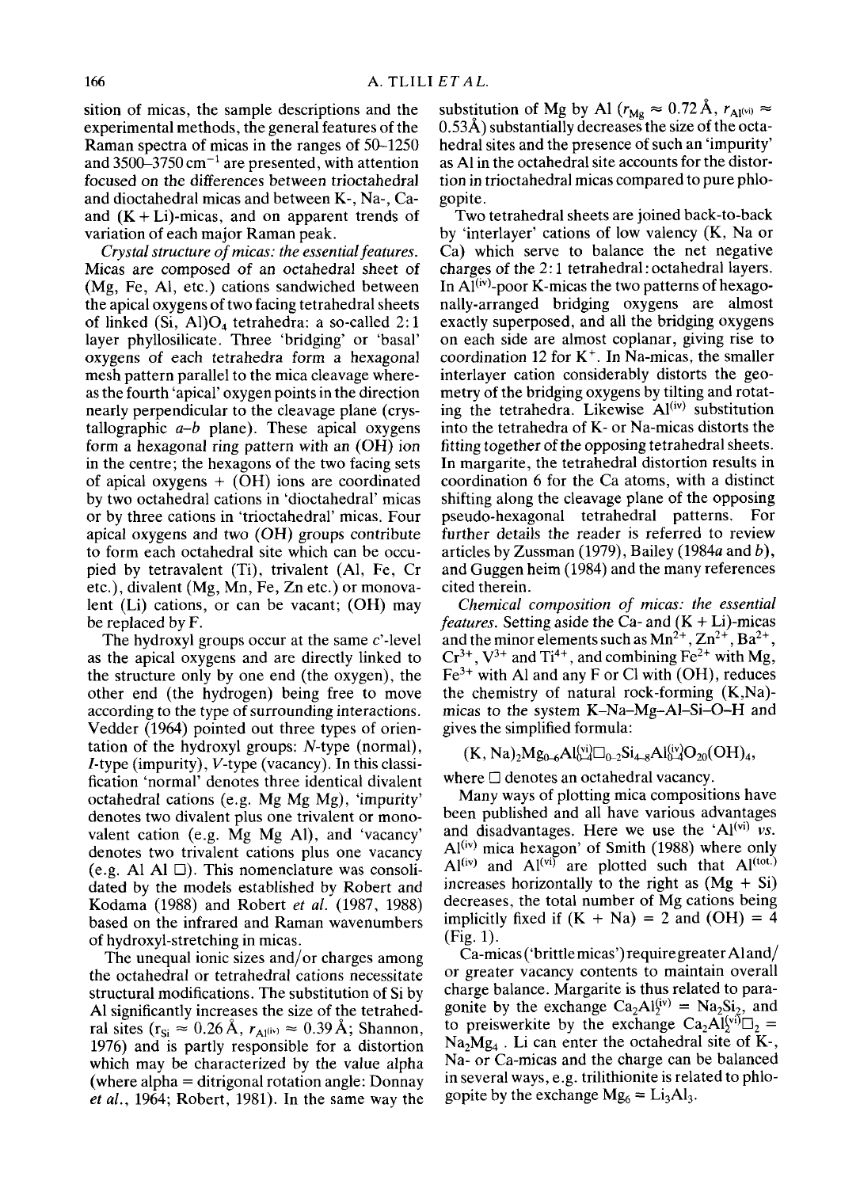sition of micas, the sample descriptions and the experimental methods, the general features of the Raman spectra of micas in the ranges of 50–1250 and 3500–3750 $cm^{-1}$ are presented, with attention focused on the differences between trioctahedral and dioctahedral micas and between K-, Na-, Ca- and (K + Li)-micas, and on apparent trends of variation of each major Raman peak.

*Crystal structure of micas: the essential features.* Micas are composed of an octahedral sheet of (Mg, Fe, Al, etc.) cations sandwiched between the apical oxygens of two facing tetrahedral sheets of linked (Si, Al)$O_4$ tetrahedra: a so-called 2:1 layer phyllosilicate. Three 'bridging' or 'basal' oxygens of each tetrahedra form a hexagonal mesh pattern parallel to the mica cleavage whereas the fourth 'apical' oxygen points in the direction nearly perpendicular to the cleavage plane (crystallographic *a–b* plane). These apical oxygens form a hexagonal ring pattern with an (OH) ion in the centre; the hexagons of the two facing sets of apical oxygens + (OH) ions are coordinated by two octahedral cations in 'dioctahedral' micas or by three cations in 'trioctahedral' micas. Four apical oxygens and two (OH) groups contribute to form each octahedral site which can be occupied by tetravalent (Ti), trivalent (Al, Fe, Cr etc.), divalent (Mg, Mn, Fe, Zn etc.) or monovalent (Li) cations, or can be vacant; (OH) may be replaced by F.

The hydroxyl groups occur at the same *c*'-level as the apical oxygens and are directly linked to the structure only by one end (the oxygen), the other end (the hydrogen) being free to move according to the type of surrounding interactions. Vedder (1964) pointed out three types of orientation of the hydroxyl groups: *N*-type (normal), *I*-type (impurity), *V*-type (vacancy). In this classification 'normal' denotes three identical divalent octahedral cations (e.g. Mg Mg Mg), 'impurity' denotes two divalent plus one trivalent or monovalent cation (e.g. Mg Mg Al), and 'vacancy' denotes two trivalent cations plus one vacancy (e.g. Al Al □). This nomenclature was consolidated by the models established by Robert and Kodama (1988) and Robert *et al.* (1987, 1988) based on the infrared and Raman wavenumbers of hydroxyl-stretching in micas.

The unequal ionic sizes and/or charges among the octahedral or tetrahedral cations necessitate structural modifications. The substitution of Si by Al significantly increases the size of the tetrahedral sites ($r_{Si} \approx 0.26$ Å, $r_{Al^{(iv)}} \approx 0.39$ Å; Shannon, 1976) and is partly responsible for a distortion which may be characterized by the value alpha (where alpha = ditrigonal rotation angle: Donnay *et al.*, 1964; Robert, 1981). In the same way the substitution of Mg by Al ($r_{Mg} \approx 0.72$ Å, $r_{Al^{(vi)}} \approx 0.53$Å) substantially decreases the size of the octahedral sites and the presence of such an 'impurity' as Al in the octahedral site accounts for the distortion in trioctahedral micas compared to pure phlogopite.

Two tetrahedral sheets are joined back-to-back by 'interlayer' cations of low valency (K, Na or Ca) which serve to balance the net negative charges of the 2:1 tetrahedral:octahedral layers. In $Al^{(iv)}$-poor K-micas the two patterns of hexagonally-arranged bridging oxygens are almost exactly superposed, and all the bridging oxygens on each side are almost coplanar, giving rise to coordination 12 for $K^{+}$. In Na-micas, the smaller interlayer cation considerably distorts the geometry of the bridging oxygens by tilting and rotating the tetrahedra. Likewise $Al^{(iv)}$ substitution into the tetrahedra of K- or Na-micas distorts the fitting together of the opposing tetrahedral sheets. In margarite, the tetrahedral distortion results in coordination 6 for the Ca atoms, with a distinct shifting along the cleavage plane of the opposing pseudo-hexagonal tetrahedral patterns. For further details the reader is referred to review articles by Zussman (1979), Bailey (1984*a* and *b*), and Guggen heim (1984) and the many references cited therein.

*Chemical composition of micas: the essential features.* Setting aside the Ca- and (K + Li)-micas and the minor elements such as $Mn^{2+}$, $Zn^{2+}$, $Ba^{2+}$, $Cr^{3+}$, $V^{3+}$ and $Ti^{4+}$, and combining $Fe^{2+}$ with Mg, $Fe^{3+}$ with Al and any F or Cl with (OH), reduces the chemistry of natural rock-forming (K,Na)-micas to the system K–Na–Mg–Al–Si–O–H and gives the simplified formula:

$$(K, Na)_2Mg_{0-6}Al^{(vi)}_{0-4}\square_{0-2}Si_{4-8}Al^{(iv)}_{0-4}O_{20}(OH)_4,$$

where □ denotes an octahedral vacancy.

Many ways of plotting mica compositions have been published and all have various advantages and disadvantages. Here we use the '$Al^{(vi)}$ *vs.* $Al^{(iv)}$ mica hexagon' of Smith (1988) where only $Al^{(iv)}$ and $Al^{(vi)}$ are plotted such that $Al^{(tot.)}$ increases horizontally to the right as (Mg + Si) decreases, the total number of Mg cations being implicitly fixed if (K + Na) = 2 and (OH) = 4 (Fig. 1).

Ca-micas ('brittle micas') require greater Al and/or greater vacancy contents to maintain overall charge balance. Margarite is thus related to paragonite by the exchange $Ca_2Al_2^{(iv)} = Na_2Si_2$, and to preiswerkite by the exchange $Ca_2Al_2^{(vi)}\square_2 = Na_2Mg_4$. Li can enter the octahedral site of K-, Na- or Ca-micas and the charge can be balanced in several ways, e.g. trilithionite is related to phlogopite by the exchange $Mg_6 = Li_3Al_3$.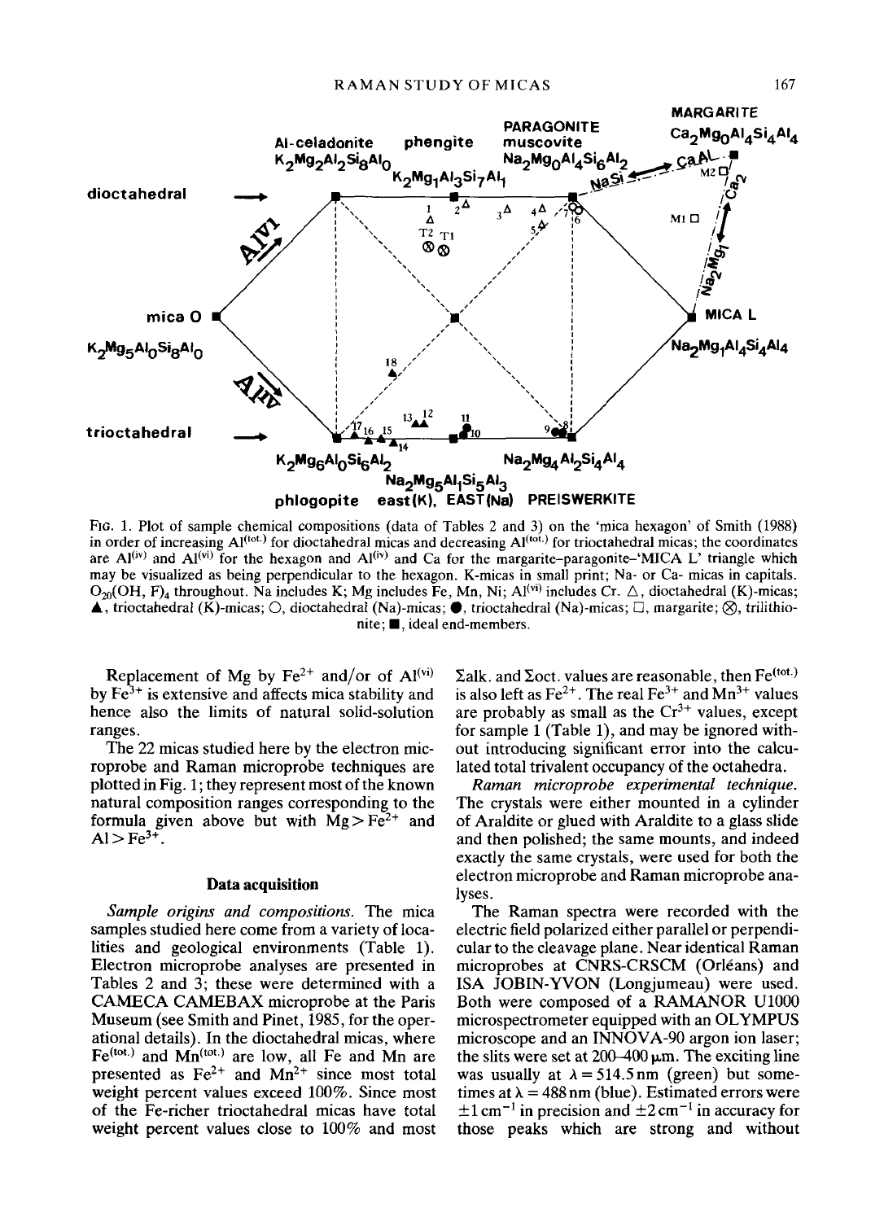FIG. 1. Plot of sample chemical compositions (data of Tables 2 and 3) on the 'mica hexagon' of Smith (1988) in order of increasing $Al^{(tot.)}$ for dioctahedral micas and decreasing $Al^{(tot.)}$ for trioctahedral micas; the coordinates are $Al^{(iv)}$ and $Al^{(vi)}$ for the hexagon and $Al^{(iv)}$ and Ca for the margarite–paragonite–'MICA L' triangle which may be visualized as being perpendicular to the hexagon. K-micas in small print; Na- or Ca- micas in capitals. $O_{20}(OH, F)_4$ throughout. Na includes K; Mg includes Fe, Mn, Ni; $Al^{(vi)}$ includes Cr. △, dioctahedral (K)-micas; ▲, trioctahedral (K)-micas; ○, dioctahedral (Na)-micas; ●, trioctahedral (Na)-micas; □, margarite; ⊗, trilithionite; ■, ideal end-members.

Replacement of Mg by $Fe^{2+}$ and/or of $Al^{(vi)}$ by $Fe^{3+}$ is extensive and affects mica stability and hence also the limits of natural solid-solution ranges.

The 22 micas studied here by the electron microprobe and Raman microprobe techniques are plotted in Fig. 1; they represent most of the known natural composition ranges corresponding to the formula given above but with $Mg > Fe^{2+}$ and $Al > Fe^{3+}$.

## Data acquisition

*Sample origins and compositions.* The mica samples studied here come from a variety of localities and geological environments (Table 1). Electron microprobe analyses are presented in Tables 2 and 3; these were determined with a CAMECA CAMEBAX microprobe at the Paris Museum (see Smith and Pinet, 1985, for the operational details). In the dioctahedral micas, where $Fe^{(tot.)}$ and $Mn^{(tot.)}$ are low, all Fe and Mn are presented as $Fe^{2+}$ and $Mn^{2+}$ since most total weight percent values exceed 100%. Since most of the Fe-richer trioctahedral micas have total weight percent values close to 100% and most $\Sigma$alk. and $\Sigma$oct. values are reasonable, then $Fe^{(tot.)}$ is also left as $Fe^{2+}$. The real $Fe^{3+}$ and $Mn^{3+}$ values are probably as small as the $Cr^{3+}$ values, except for sample 1 (Table 1), and may be ignored without introducing significant error into the calculated total trivalent occupancy of the octahedra.

*Raman microprobe experimental technique.* The crystals were either mounted in a cylinder of Araldite or glued with Araldite to a glass slide and then polished; the same mounts, and indeed exactly the same crystals, were used for both the electron microprobe and Raman microprobe analyses.

The Raman spectra were recorded with the electric field polarized either parallel or perpendicular to the cleavage plane. Near identical Raman microprobes at CNRS-CRSCM (Orléans) and ISA JOBIN-YVON (Longjumeau) were used. Both were composed of a RAMANOR U1000 microspectrometer equipped with an OLYMPUS microscope and an INNOVA-90 argon ion laser; the slits were set at 200–400 μm. The exciting line was usually at $\lambda = 514.5$ nm (green) but sometimes at $\lambda = 488$ nm (blue). Estimated errors were $\pm 1$ $cm^{-1}$ in precision and $\pm 2$ $cm^{-1}$ in accuracy for those peaks which are strong and without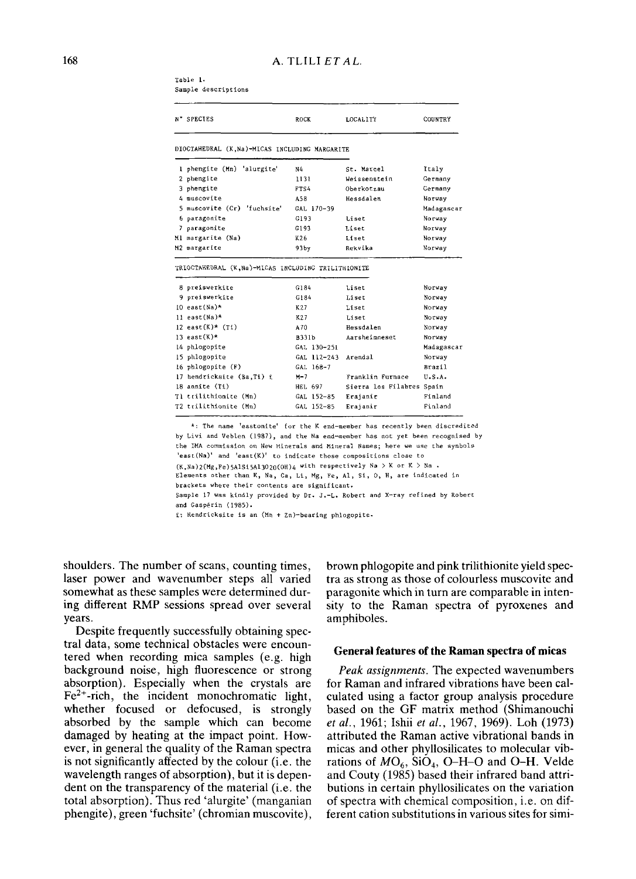Table 1.
Sample descriptions

| N° SPECIES | ROCK | LOCALITY | COUNTRY |
|---|---|---|---|
| DIOCTAHEDRAL (K,Na)-MICAS INCLUDING MARGARITE | | | |
| 1 phengite (Mn) 'alurgite' | N4 | St. Marcel | Italy |
| 2 phengite | 1131 | Weissenstein | Germany |
| 3 phengite | FTS4 | Oberkotzau | Germany |
| 4 muscovite | A58 | Hessdalen | Norway |
| 5 muscovite (Cr) 'fuchsite' | GAL 170-39 | | Madagascar |
| 6 paragonite | G193 | Liset | Norway |
| 7 paragonite | G193 | Liset | Norway |
| M1 margarite (Na) | K26 | Liset | Norway |
| M2 margarite | 93by | Rekvika | Norway |
| TRIOCTAHEDRAL (K,Na)-MICAS INCLUDING TRILITHIONITE | | | |
| 8 preiswerkite | G184 | Liset | Norway |
| 9 preiswerkite | G184 | Liset | Norway |
| 10 east(Na)* | K27 | Liset | Norway |
| 11 east(Na)* | K27 | Liset | Norway |
| 12 east(K)* (Ti) | A70 | Hessdalen | Norway |
| 13 east(K)* | B331b | Aarsheimneset | Norway |
| 14 phlogopite | GAL 130-251 | | Madagascar |
| 15 phlogopite | GAL 112-243 | Arendal | Norway |
| 16 phlogopite (F) | GAL 168-7 | | Brazil |
| 17 hendricksite (Ba,Ti) £ | M-7 | Franklin Furnace | U.S.A. |
| 18 annite (Ti) | HEL 697 | Sierra los Filabres | Spain |
| T1 trilithionite (Mn) | GAL 152-85 | Erajanir | Finland |
| T2 trilithionite (Mn) | GAL 152-85 | Erajanir | Finland |

*: The name 'eastonite' for the K end-member has recently been discredited by Livi and Veblen (1987), and the Na end-member has not yet been recognised by the IMA commission on New Minerals and Mineral Names; here we use the symbols 'east(Na)' and 'east(K)' to indicate those compositions close to $(K,Na)_2(Mg,Fe)_5AlSi_5Al_3O_{20}(OH)_4$ with respectively Na > K or K > Na .
Elements other than K, Na, Ca, Li, Mg, Fe, Al, Si, O, H, are indicated in brackets where their contents are significant.
Sample 17 was kindly provided by Dr. J.-L. Robert and X-ray refined by Robert and Gaspérin (1985).
£: Hendricksite is an (Mn + Zn)-bearing phlogopite.

shoulders. The number of scans, counting times, laser power and wavenumber steps all varied somewhat as these samples were determined during different RMP sessions spread over several years.

Despite frequently successfully obtaining spectral data, some technical obstacles were encountered when recording mica samples (e.g. high background noise, high fluorescence or strong absorption). Especially when the crystals are $Fe^{2+}$-rich, the incident monochromatic light, whether focused or defocused, is strongly absorbed by the sample which can become damaged by heating at the impact point. However, in general the quality of the Raman spectra is not significantly affected by the colour (i.e. the wavelength ranges of absorption), but it is dependent on the transparency of the material (i.e. the total absorption). Thus red 'alurgite' (manganian phengite), green 'fuchsite' (chromian muscovite), brown phlogopite and pink trilithionite yield spectra as strong as those of colourless muscovite and paragonite which in turn are comparable in intensity to the Raman spectra of pyroxenes and amphiboles.

## General features of the Raman spectra of micas

*Peak assignments.* The expected wavenumbers for Raman and infrared vibrations have been calculated using a factor group analysis procedure based on the GF matrix method (Shimanouchi *et al.*, 1961; Ishii *et al.*, 1967, 1969). Loh (1973) attributed the Raman active vibrational bands in micas and other phyllosilicates to molecular vibrations of $MO_6$, $SiO_4$, O–H–O and O–H. Velde and Couty (1985) based their infrared band attributions in certain phyllosilicates on the variation of spectra with chemical composition, i.e. on different cation substitutions in various sites for simi-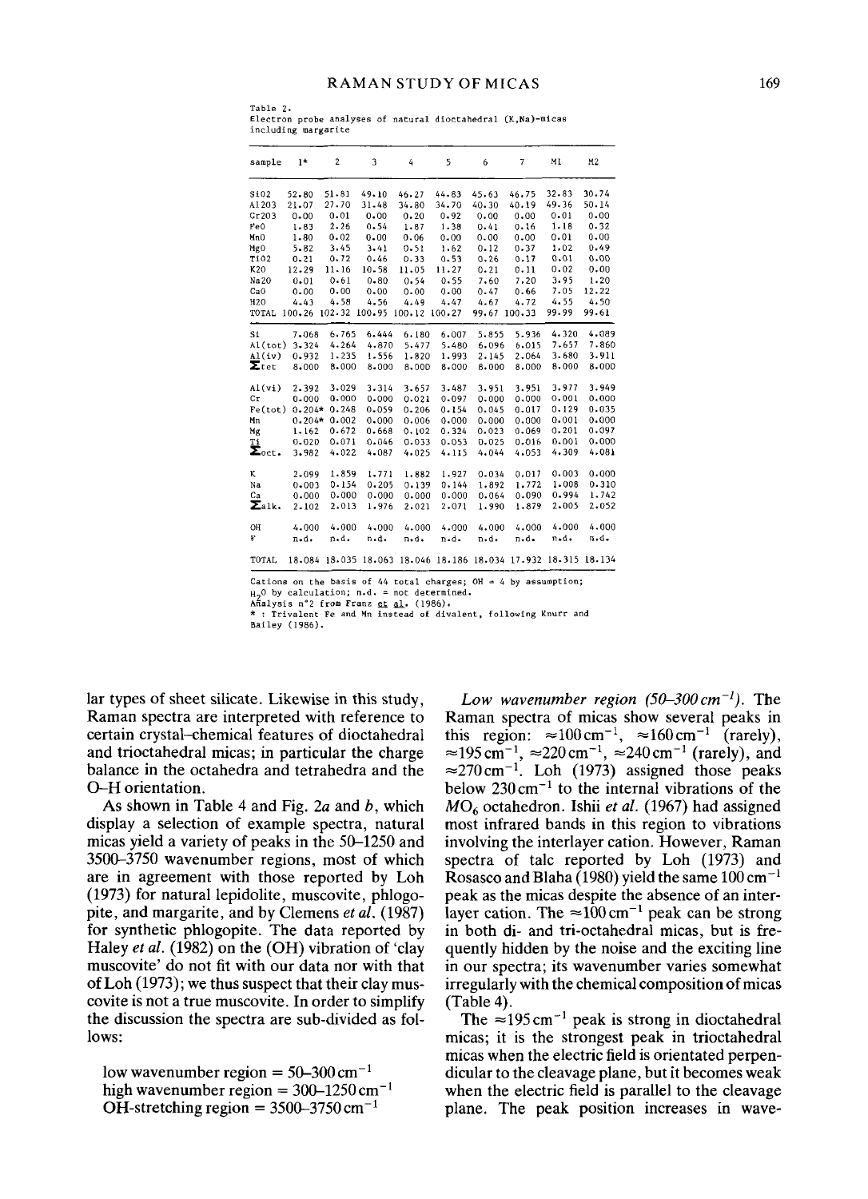Table 2.
Electron probe analyses of natural dioctahedral (K,Na)-micas including margarite

| sample | 1* | 2 | 3 | 4 | 5 | 6 | 7 | M1 | M2 |
|---|---|---|---|---|---|---|---|---|---|
| SiO2 | 52.80 | 51.81 | 49.10 | 46.27 | 44.83 | 45.63 | 46.75 | 32.83 | 30.74 |
| Al2O3 | 21.07 | 27.70 | 31.48 | 34.80 | 34.70 | 40.30 | 40.19 | 49.36 | 50.14 |
| Cr2O3 | 0.00 | 0.01 | 0.00 | 0.20 | 0.92 | 0.00 | 0.00 | 0.01 | 0.00 |
| FeO | 1.83 | 2.26 | 0.54 | 1.87 | 1.38 | 0.41 | 0.16 | 1.18 | 0.32 |
| MnO | 1.80 | 0.02 | 0.00 | 0.06 | 0.00 | 0.00 | 0.00 | 0.01 | 0.00 |
| MgO | 5.82 | 3.45 | 3.41 | 0.51 | 1.62 | 0.12 | 0.37 | 1.02 | 0.49 |
| TiO2 | 0.21 | 0.72 | 0.46 | 0.33 | 0.53 | 0.26 | 0.17 | 0.01 | 0.00 |
| K2O | 12.29 | 11.16 | 10.58 | 11.05 | 11.27 | 0.21 | 0.11 | 0.02 | 0.00 |
| Na2O | 0.01 | 0.61 | 0.80 | 0.54 | 0.55 | 7.60 | 7.20 | 3.95 | 1.20 |
| CaO | 0.00 | 0.00 | 0.00 | 0.00 | 0.00 | 0.47 | 0.66 | 7.05 | 12.22 |
| H2O | 4.43 | 4.58 | 4.56 | 4.49 | 4.47 | 4.67 | 4.72 | 4.55 | 4.50 |
| TOTAL | 100.26 | 102.32 | 100.95 | 100.12 | 100.27 | 99.67 | 100.33 | 99.99 | 99.61 |
| Si | 7.068 | 6.765 | 6.444 | 6.180 | 6.007 | 5.855 | 5.936 | 4.320 | 4.089 |
| Al(tot) | 3.324 | 4.264 | 4.870 | 5.477 | 5.480 | 6.096 | 6.015 | 7.657 | 7.860 |
| Al(iv) | 0.932 | 1.235 | 1.556 | 1.820 | 1.993 | 2.145 | 2.064 | 3.680 | 3.911 |
| Σtet | 8.000 | 8.000 | 8.000 | 8.000 | 8.000 | 8.000 | 8.000 | 8.000 | 8.000 |
| Al(vi) | 2.392 | 3.029 | 3.314 | 3.657 | 3.487 | 3.951 | 3.951 | 3.977 | 3.949 |
| Cr | 0.000 | 0.000 | 0.000 | 0.021 | 0.097 | 0.000 | 0.000 | 0.001 | 0.000 |
| Fe(tot) | 0.204* | 0.248 | 0.059 | 0.206 | 0.154 | 0.045 | 0.017 | 0.129 | 0.035 |
| Mn | 0.204* | 0.002 | 0.000 | 0.006 | 0.000 | 0.000 | 0.000 | 0.001 | 0.000 |
| Mg | 1.162 | 0.672 | 0.668 | 0.102 | 0.324 | 0.023 | 0.069 | 0.201 | 0.097 |
| Ti | 0.020 | 0.071 | 0.046 | 0.033 | 0.053 | 0.025 | 0.016 | 0.001 | 0.000 |
| Σoct. | 3.982 | 4.022 | 4.087 | 4.025 | 4.115 | 4.044 | 4.053 | 4.309 | 4.081 |
| K | 2.099 | 1.859 | 1.771 | 1.882 | 1.927 | 0.034 | 0.017 | 0.003 | 0.000 |
| Na | 0.003 | 0.154 | 0.205 | 0.139 | 0.144 | 1.892 | 1.772 | 1.008 | 0.310 |
| Ca | 0.000 | 0.000 | 0.000 | 0.000 | 0.000 | 0.064 | 0.090 | 0.994 | 1.742 |
| Σalk. | 2.102 | 2.013 | 1.976 | 2.021 | 2.071 | 1.990 | 1.879 | 2.005 | 2.052 |
| OH | 4.000 | 4.000 | 4.000 | 4.000 | 4.000 | 4.000 | 4.000 | 4.000 | 4.000 |
| F | n.d. | n.d. | n.d. | n.d. | n.d. | n.d. | n.d. | n.d. | n.d. |
| TOTAL | 18.084 | 18.035 | 18.063 | 18.046 | 18.186 | 18.034 | 17.932 | 18.315 | 18.134 |

Cations on the basis of 44 total charges; OH = 4 by assumption;
$H_2O$ by calculation; n.d. = not determined.
Analysis n°2 from Franz et al. (1986).
* : Trivalent Fe and Mn instead of divalent, following Knurr and Bailey (1986).

lar types of sheet silicate. Likewise in this study, Raman spectra are interpreted with reference to certain crystal–chemical features of dioctahedral and trioctahedral micas; in particular the charge balance in the octahedra and tetrahedra and the O–H orientation.

As shown in Table 4 and Fig. 2*a* and *b*, which display a selection of example spectra, natural micas yield a variety of peaks in the 50–1250 and 3500–3750 wavenumber regions, most of which are in agreement with those reported by Loh (1973) for natural lepidolite, muscovite, phlogopite, and margarite, and by Clemens *et al.* (1987) for synthetic phlogopite. The data reported by Haley *et al.* (1982) on the (OH) vibration of 'clay muscovite' do not fit with our data nor with that of Loh (1973); we thus suspect that their clay muscovite is not a true muscovite. In order to simplify the discussion the spectra are sub-divided as follows:

low wavenumber region = 50–300 $cm^{-1}$
high wavenumber region = 300–1250 $cm^{-1}$
OH-stretching region = 3500–3750 $cm^{-1}$

*Low wavenumber region (50–300 $cm^{-1}$).* The Raman spectra of micas show several peaks in this region: $\approx$100 $cm^{-1}$, $\approx$160 $cm^{-1}$ (rarely), $\approx$195 $cm^{-1}$, $\approx$220 $cm^{-1}$, $\approx$240 $cm^{-1}$ (rarely), and $\approx$270 $cm^{-1}$. Loh (1973) assigned those peaks below 230 $cm^{-1}$ to the internal vibrations of the $MO_6$ octahedron. Ishii *et al.* (1967) had assigned most infrared bands in this region to vibrations involving the interlayer cation. However, Raman spectra of talc reported by Loh (1973) and Rosasco and Blaha (1980) yield the same 100 $cm^{-1}$ peak as the micas despite the absence of an interlayer cation. The $\approx$100 $cm^{-1}$ peak can be strong in both di- and tri-octahedral micas, but is frequently hidden by the noise and the exciting line in our spectra; its wavenumber varies somewhat irregularly with the chemical composition of micas (Table 4).

The $\approx$195 $cm^{-1}$ peak is strong in dioctahedral micas; it is the strongest peak in trioctahedral micas when the electric field is orientated perpendicular to the cleavage plane, but it becomes weak when the electric field is parallel to the cleavage plane. The peak position increases in wave-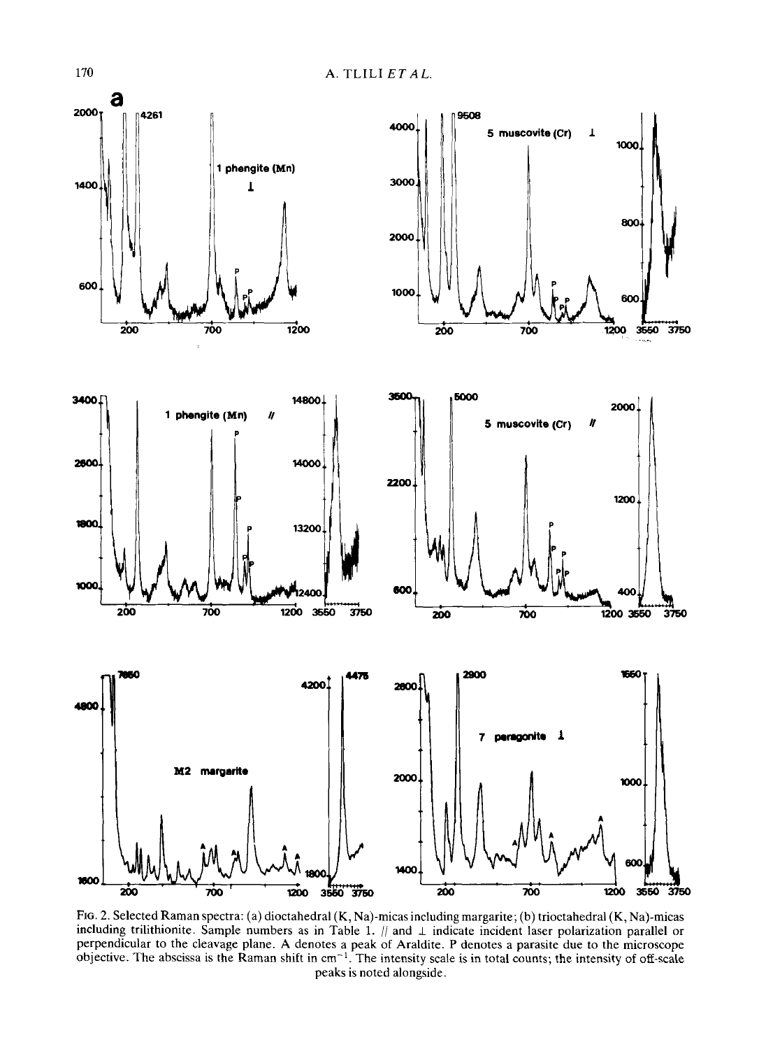FIG. 2. Selected Raman spectra: (a) dioctahedral (K, Na)-micas including margarite; (b) trioctahedral (K, Na)-micas including trilithionite. Sample numbers as in Table 1. // and ⊥ indicate incident laser polarization parallel or perpendicular to the cleavage plane. A denotes a peak of Araldite. P denotes a parasite due to the microscope objective. The abscissa is the Raman shift in $cm^{-1}$. The intensity scale is in total counts; the intensity of off-scale peaks is noted alongside.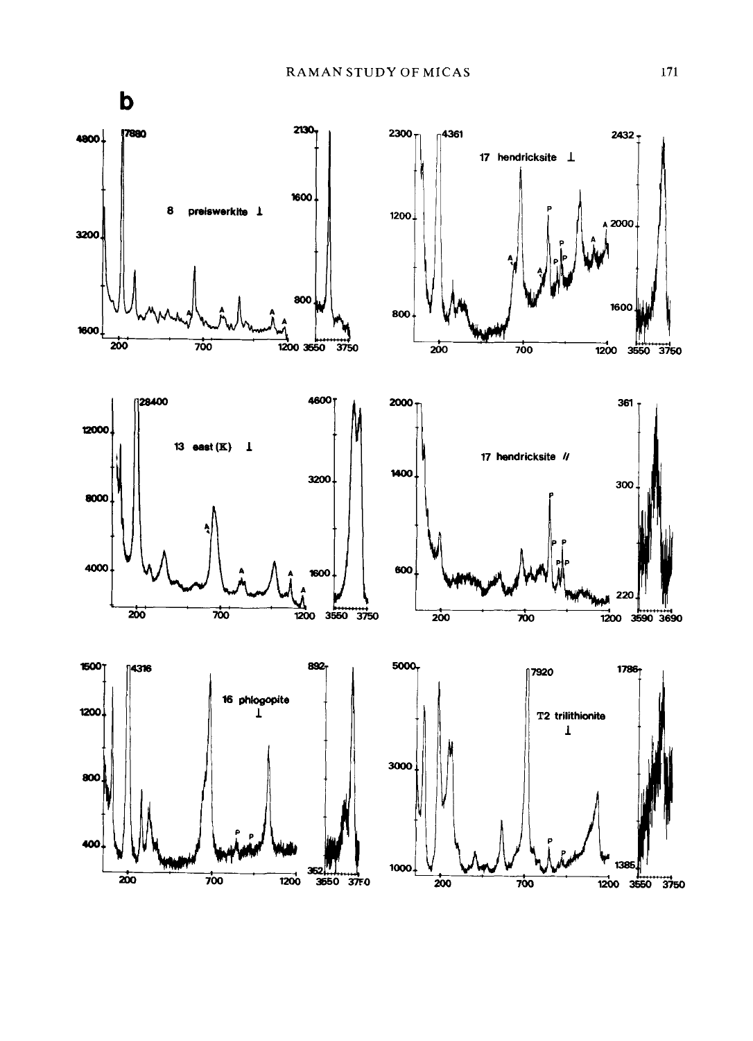**b**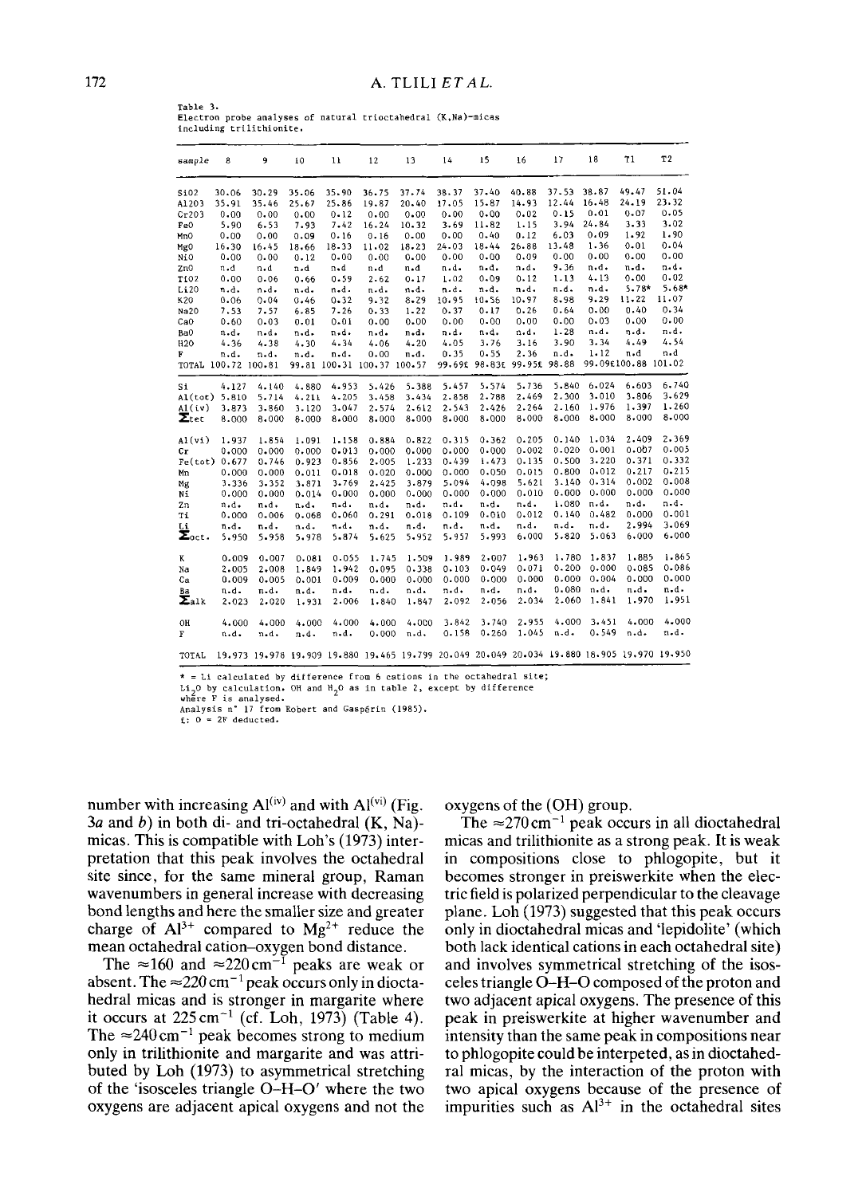Table 3.
Electron probe analyses of natural trioctahedral (K,Na)-micas including trilithionite.

| sample | 8 | 9 | 10 | 11 | 12 | 13 | 14 | 15 | 16 | 17 | 18 | T1 | T2 |
|---|---|---|---|---|---|---|---|---|---|---|---|---|---|
| SiO2 | 30.06 | 30.29 | 35.06 | 35.90 | 36.75 | 37.74 | 38.37 | 37.40 | 40.88 | 37.53 | 38.87 | 49.47 | 51.04 |
| Al2O3 | 35.91 | 35.46 | 25.67 | 25.86 | 19.87 | 20.40 | 17.05 | 15.87 | 14.93 | 12.44 | 16.48 | 24.19 | 23.32 |
| Cr2O3 | 0.00 | 0.00 | 0.00 | 0.12 | 0.00 | 0.00 | 0.00 | 0.00 | 0.02 | 0.15 | 0.01 | 0.07 | 0.05 |
| FeO | 5.90 | 6.53 | 7.93 | 7.42 | 16.24 | 10.32 | 3.69 | 11.82 | 1.15 | 3.94 | 24.84 | 3.33 | 3.02 |
| MnO | 0.00 | 0.00 | 0.09 | 0.16 | 0.16 | 0.00 | 0.00 | 0.40 | 0.12 | 6.03 | 0.09 | 1.92 | 1.90 |
| MgO | 16.30 | 16.45 | 18.66 | 18.33 | 11.02 | 18.23 | 24.03 | 18.44 | 26.88 | 13.48 | 1.36 | 0.01 | 0.04 |
| NiO | 0.00 | 0.00 | 0.12 | 0.00 | 0.00 | 0.00 | 0.00 | 0.00 | 0.09 | 0.00 | 0.00 | 0.00 | 0.00 |
| ZnO | n.d | n.d | n.d | n.d | n.d | n.d | n.d. | n.d. | n.d. | 9.36 | n.d. | n.d. | n.d. |
| TiO2 | 0.00 | 0.06 | 0.66 | 0.59 | 2.62 | 0.17 | 1.02 | 0.09 | 0.12 | 1.13 | 4.13 | 0.00 | 0.02 |
| Li2O | n.d. | n.d. | n.d. | n.d. | n.d. | n.d. | n.d. | n.d. | n.d. | n.d. | n.d. | 5.78* | 5.68* |
| K2O | 0.06 | 0.04 | 0.46 | 0.32 | 9.32 | 8.29 | 10.95 | 10.56 | 10.97 | 8.98 | 9.29 | 11.22 | 11.07 |
| Na2O | 7.53 | 7.57 | 6.85 | 7.26 | 0.33 | 1.22 | 0.37 | 0.17 | 0.26 | 0.64 | 0.00 | 0.40 | 0.34 |
| CaO | 0.60 | 0.03 | 0.01 | 0.01 | 0.00 | 0.00 | 0.00 | 0.00 | 0.00 | 0.00 | 0.03 | 0.00 | 0.00 |
| BaO | n.d. | n.d. | n.d. | n.d. | n.d. | n.d. | n.d. | n.d. | n.d. | 1.28 | n.d. | n.d. | n.d. |
| H2O | 4.36 | 4.38 | 4.30 | 4.34 | 4.06 | 4.20 | 4.05 | 3.76 | 3.16 | 3.90 | 3.34 | 4.49 | 4.54 |
| F | n.d. | n.d. | n.d. | n.d. | 0.00 | n.d. | 0.35 | 0.55 | 2.36 | n.d. | 1.12 | n.d | n.d |
| TOTAL | 100.72 | 100.81 | 99.81 | 100.31 | 100.37 | 100.57 | 99.69£ | 98.83£ | 99.95£ | 98.88 | 99.09£ | 100.88 | 101.02 |
| Si | 4.127 | 4.140 | 4.880 | 4.953 | 5.426 | 5.388 | 5.457 | 5.574 | 5.736 | 5.840 | 6.024 | 6.603 | 6.740 |
| Al(tot) | 5.810 | 5.714 | 4.211 | 4.205 | 3.458 | 3.434 | 2.858 | 2.788 | 2.469 | 2.300 | 3.010 | 3.806 | 3.629 |
| Al(iv) | 3.873 | 3.860 | 3.120 | 3.047 | 2.574 | 2.612 | 2.543 | 2.426 | 2.264 | 2.160 | 1.976 | 1.397 | 1.260 |
| Σtet | 8.000 | 8.000 | 8.000 | 8.000 | 8.000 | 8.000 | 8.000 | 8.000 | 8.000 | 8.000 | 8.000 | 8.000 | 8.000 |
| Al(vi) | 1.937 | 1.854 | 1.091 | 1.158 | 0.884 | 0.822 | 0.315 | 0.362 | 0.205 | 0.140 | 1.034 | 2.409 | 2.369 |
| Cr | 0.000 | 0.000 | 0.000 | 0.013 | 0.000 | 0.000 | 0.000 | 0.000 | 0.002 | 0.020 | 0.001 | 0.007 | 0.005 |
| Fe(tot) | 0.677 | 0.746 | 0.923 | 0.856 | 2.005 | 1.233 | 0.439 | 1.473 | 0.135 | 0.500 | 3.220 | 0.371 | 0.332 |
| Mn | 0.000 | 0.000 | 0.011 | 0.018 | 0.020 | 0.000 | 0.000 | 0.050 | 0.015 | 0.800 | 0.012 | 0.217 | 0.215 |
| Mg | 3.336 | 3.352 | 3.871 | 3.769 | 2.425 | 3.879 | 5.094 | 4.098 | 5.621 | 3.140 | 0.314 | 0.002 | 0.008 |
| Ni | 0.000 | 0.000 | 0.014 | 0.000 | 0.000 | 0.000 | 0.000 | 0.000 | 0.010 | 0.000 | 0.000 | 0.000 | 0.000 |
| Zn | n.d. | n.d. | n.d. | n.d. | n.d. | n.d. | n.d. | n.d. | n.d. | 1.080 | n.d. | n.d. | n.d. |
| Ti | 0.000 | 0.006 | 0.068 | 0.060 | 0.291 | 0.018 | 0.109 | 0.010 | 0.012 | 0.140 | 0.482 | 0.000 | 0.001 |
| Li | n.d. | n.d. | n.d. | n.d. | n.d. | n.d. | n.d. | n.d. | n.d. | n.d. | n.d. | 2.994 | 3.069 |
| Σoct. | 5.950 | 5.958 | 5.978 | 5.874 | 5.625 | 5.952 | 5.957 | 5.993 | 6.000 | 5.820 | 5.063 | 6.000 | 6.000 |
| K | 0.009 | 0.007 | 0.081 | 0.055 | 1.745 | 1.509 | 1.989 | 2.007 | 1.963 | 1.780 | 1.837 | 1.885 | 1.865 |
| Na | 2.005 | 2.008 | 1.849 | 1.942 | 0.095 | 0.338 | 0.103 | 0.049 | 0.071 | 0.200 | 0.000 | 0.085 | 0.086 |
| Ca | 0.009 | 0.005 | 0.001 | 0.009 | 0.000 | 0.000 | 0.000 | 0.000 | 0.000 | 0.000 | 0.004 | 0.000 | 0.000 |
| Ba | n.d. | n.d. | n.d. | n.d. | n.d. | n.d. | n.d. | n.d. | n.d. | 0.080 | n.d. | n.d. | n.d. |
| Σalk | 2.023 | 2.020 | 1.931 | 2.006 | 1.840 | 1.847 | 2.092 | 2.056 | 2.034 | 2.060 | 1.841 | 1.970 | 1.951 |
| OH | 4.000 | 4.000 | 4.000 | 4.000 | 4.000 | 4.000 | 3.842 | 3.740 | 2.955 | 4.000 | 3.451 | 4.000 | 4.000 |
| F | n.d. | n.d. | n.d. | n.d. | 0.000 | n.d. | 0.158 | 0.260 | 1.045 | n.d. | 0.549 | n.d. | n.d. |
| TOTAL | 19.973 | 19.978 | 19.909 | 19.880 | 19.465 | 19.799 | 20.049 | 20.049 | 20.034 | 19.880 | 18.905 | 19.970 | 19.950 |

* = Li calculated by difference from 6 cations in the octahedral site;
$Li_2O$ by calculation. OH and $H_2O$ as in table 2, except by difference where F is analysed.
Analysis n° 17 from Robert and Gaspérin (1985).
£: O = 2F deducted.

number with increasing $Al^{(iv)}$ and with $Al^{(vi)}$ (Fig. 3*a* and *b*) in both di- and tri-octahedral (K, Na)-micas. This is compatible with Loh's (1973) interpretation that this peak involves the octahedral site since, for the same mineral group, Raman wavenumbers in general increase with decreasing bond lengths and here the smaller size and greater charge of $Al^{3+}$ compared to $Mg^{2+}$ reduce the mean octahedral cation–oxygen bond distance.

The $\approx$160 and $\approx$220 $cm^{-1}$ peaks are weak or absent. The $\approx$220 $cm^{-1}$ peak occurs only in dioctahedral micas and is stronger in margarite where it occurs at 225 $cm^{-1}$ (cf. Loh, 1973) (Table 4). The $\approx$240 $cm^{-1}$ peak becomes strong to medium only in trilithionite and margarite and was attributed by Loh (1973) to asymmetrical stretching of the 'isosceles triangle O–H–O′ where the two oxygens are adjacent apical oxygens and not the oxygens of the (OH) group.

The $\approx$270 $cm^{-1}$ peak occurs in all dioctahedral micas and trilithionite as a strong peak. It is weak in compositions close to phlogopite, but it becomes stronger in preiswerkite when the electric field is polarized perpendicular to the cleavage plane. Loh (1973) suggested that this peak occurs only in dioctahedral micas and 'lepidolite' (which both lack identical cations in each octahedral site) and involves symmetrical stretching of the isosceles triangle O–H–O composed of the proton and two adjacent apical oxygens. The presence of this peak in preiswerkite at higher wavenumber and intensity than the same peak in compositions near to phlogopite could be interpeted, as in dioctahedral micas, by the interaction of the proton with two apical oxygens because of the presence of impurities such as $Al^{3+}$ in the octahedral sites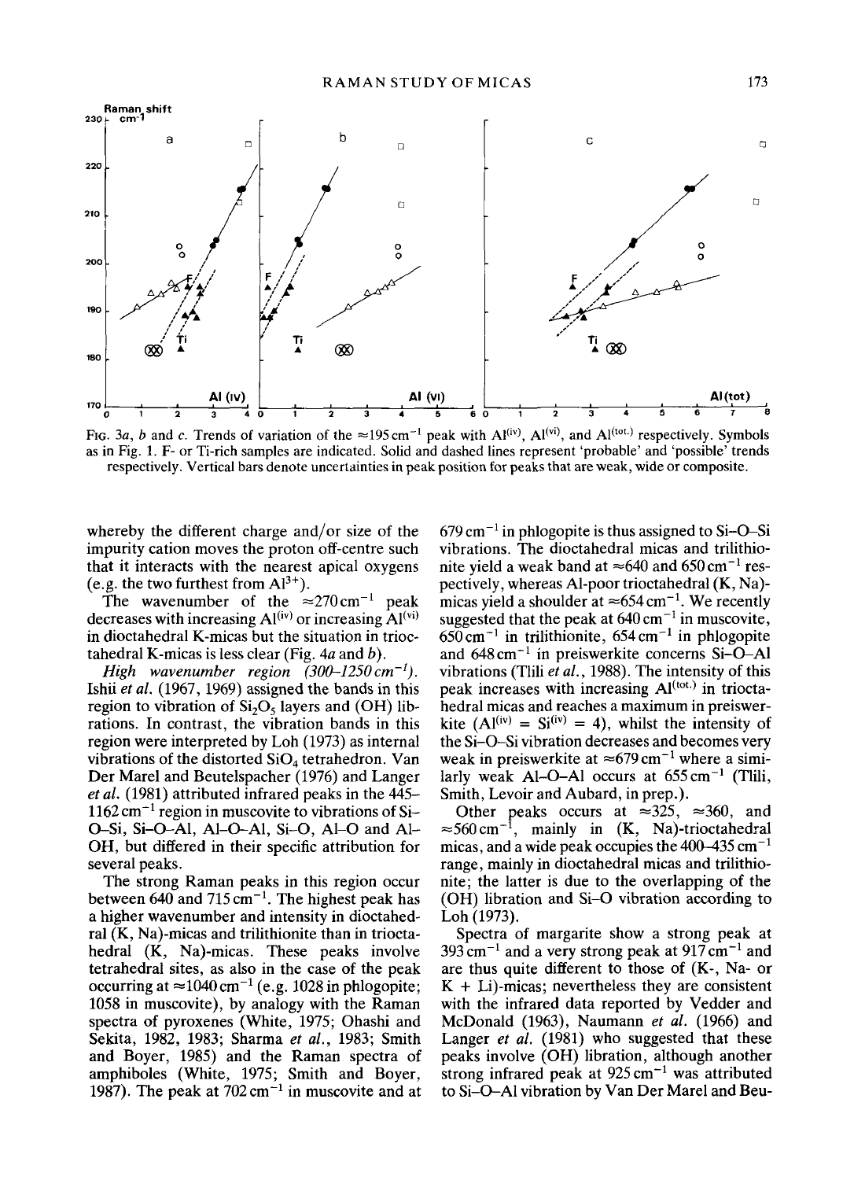FIG. 3*a*, *b* and *c*. Trends of variation of the $\approx$195 cm$^{-1}$ peak with $Al^{(iv)}$, $Al^{(vi)}$, and $Al^{(tot.)}$ respectively. Symbols as in Fig. 1. F- or Ti-rich samples are indicated. Solid and dashed lines represent 'probable' and 'possible' trends respectively. Vertical bars denote uncertainties in peak position for peaks that are weak, wide or composite.

whereby the different charge and/or size of the impurity cation moves the proton off-centre such that it interacts with the nearest apical oxygens (e.g. the two furthest from $Al^{3+}$).

The wavenumber of the $\approx$270 cm$^{-1}$ peak decreases with increasing $Al^{(iv)}$ or increasing $Al^{(vi)}$ in dioctahedral K-micas but the situation in trioctahedral K-micas is less clear (Fig. 4*a* and *b*).

*High wavenumber region (300–1250 cm$^{-1}$).* Ishii *et al.* (1967, 1969) assigned the bands in this region to vibration of $Si_2O_5$ layers and (OH) librations. In contrast, the vibration bands in this region were interpreted by Loh (1973) as internal vibrations of the distorted $SiO_4$ tetrahedron. Van Der Marel and Beutelspacher (1976) and Langer *et al.* (1981) attributed infrared peaks in the 445–1162 cm$^{-1}$ region in muscovite to vibrations of Si–O–Si, Si–O–Al, Al–O–Al, Si–O, Al–O and Al–OH, but differed in their specific attribution for several peaks.

The strong Raman peaks in this region occur between 640 and 715 cm$^{-1}$. The highest peak has a higher wavenumber and intensity in dioctahedral (K, Na)-micas and trilithionite than in trioctahedral (K, Na)-micas. These peaks involve tetrahedral sites, as also in the case of the peak occurring at $\approx$1040 cm$^{-1}$ (e.g. 1028 in phlogopite; 1058 in muscovite), by analogy with the Raman spectra of pyroxenes (White, 1975; Ohashi and Sekita, 1982, 1983; Sharma *et al.*, 1983; Smith and Boyer, 1985) and the Raman spectra of amphiboles (White, 1975; Smith and Boyer, 1987). The peak at 702 cm$^{-1}$ in muscovite and at 679 cm$^{-1}$ in phlogopite is thus assigned to Si–O–Si vibrations. The dioctahedral micas and trilithionite yield a weak band at $\approx$640 and 650 cm$^{-1}$ respectively, whereas Al-poor trioctahedral (K, Na)-micas yield a shoulder at $\approx$654 cm$^{-1}$. We recently suggested that the peak at 640 cm$^{-1}$ in muscovite, 650 cm$^{-1}$ in trilithionite, 654 cm$^{-1}$ in phlogopite and 648 cm$^{-1}$ in preiswerkite concerns Si–O–Al vibrations (Tlili *et al.*, 1988). The intensity of this peak increases with increasing $Al^{(tot.)}$ in trioctahedral micas and reaches a maximum in preiswerkite ($Al^{(iv)} = Si^{(iv)} = 4$), whilst the intensity of the Si–O–Si vibration decreases and becomes very weak in preiswerkite at $\approx$679 cm$^{-1}$ where a similarly weak Al–O–Al occurs at 655 cm$^{-1}$ (Tlili, Smith, Levoir and Aubard, in prep.).

Other peaks occurs at $\approx$325, $\approx$360, and $\approx$560 cm$^{-1}$, mainly in (K, Na)-trioctahedral micas, and a wide peak occupies the 400–435 cm$^{-1}$ range, mainly in dioctahedral micas and trilithionite; the latter is due to the overlapping of the (OH) libration and Si–O vibration according to Loh (1973).

Spectra of margarite show a strong peak at 393 cm$^{-1}$ and a very strong peak at 917 cm$^{-1}$ and are thus quite different to those of (K-, Na- or K + Li)-micas; nevertheless they are consistent with the infrared data reported by Vedder and McDonald (1963), Naumann *et al.* (1966) and Langer *et al.* (1981) who suggested that these peaks involve (OH) libration, although another strong infrared peak at 925 cm$^{-1}$ was attributed to Si–O–Al vibration by Van Der Marel and Beu-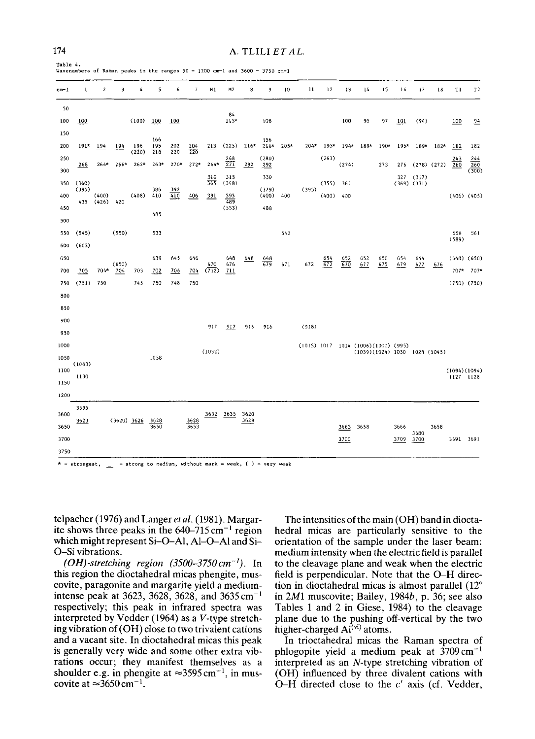Table 4.
Wavenumbers of Raman peaks in the ranges 50 – 1200 cm-1 and 3600 – 3750 cm-1

| cm-1 | 1 | 2 | 3 | 4 | 5 | 6 | 7 | M1 | M2 | 8 | 9 | 10 | 11 | 12 | 13 | 14 | 15 | 16 | 17 | 18 | T1 | T2 |
|---|---|---|---|---|---|---|---|---|---|---|---|---|---|---|---|---|---|---|---|---|---|---|
| 50 | | | | | | | | | | | | | | | | | | | | | | |
| | | | | | | | | | 84 | | | | | | | | | | | | | |
| 100 | <u>100</u> | | | (100) | <u>100</u> | <u>100</u> | | | 115* | | 108 | | | | 100 | 95 | 97 | <u>101</u> | (94) | | <u>100</u> | <u>94</u> |
| 150 | | | | | | | | | | | | | | | | | | | | | | |
| | | | | | 166 | | | | | | 156 | | | | | | | | | | | |
| 200 | 191* | <u>194</u> | <u>194</u> | <u>196</u> | <u>195</u> | <u>202</u> | <u>204</u> | <u>213</u> | (225) | 216* | 216* | 205* | 204* | 195* | 194* | 189* | 190* | 195* | 189* | 182* | <u>182</u> | <u>182</u> |
| | | | | (220) | 218 | 220 | 220 | | | | | | | | | | | | | | | |
| 250 | | | | | | | | | <u>248</u> | | (280) | | | (263) | | | | | | | <u>243</u> | <u>244</u> |
| | <u>268</u> | 264* | 266* | 262* | 263* | 270* | 272* | 264* | <u>271</u> | <u>292</u> | <u>292</u> | | | | (274) | | 273 | 276 | (278) | (272) | <u>260</u> | <u>260</u> |
| 300 | | | | | | | | | | | | | | | | | | | | | | (300) |
| | | | | | | | | <u>310</u> | 315 | | 330 | | | | | | | 327 | (317) | | | |
| 350 | (360) | | | | | | | <u>365</u> | (348) | | | | | (355) | 361 | | | (369) | (331) | | | |
| | (395) | | | | 386 | <u>392</u> | | | | | (379) | | (395) | | | | | | | | | |
| 400 | | (400) | | (408) | 410 | <u>410</u> | <u>406</u> | <u>391</u> | <u>393</u> | | (400) | 400 | | (400) | 400 | | | | | | (406) | (405) |
| | 435 | (426) | 420 | | | | | | 489 | | | | | | | | | | | | | |
| 450 | | | | | | | | | (553) | | 488 | | | | | | | | | | | |
| | | | | | 485 | | | | | | | | | | | | | | | | | |
| 500 | | | | | | | | | | | | | | | | | | | | | | |
| 550 | (545) | | (550) | | 533 | | | | | | | 542 | | | | | | | | | 558 | 561 |
| | | | | | | | | | | | | | | | | | | | | | (589) | |
| 600 | (603) | | | | | | | | | | | | | | | | | | | | | |
| 650 | | | | | 639 | 645 | 646 | | 648 | <u>648</u> | <u>648</u> | | | <u>654</u> | <u>652</u> | 652 | 650 | 654 | 644 | | (648) | (650) |
| | | | (650) | | | | | <u>670</u> | 676 | | <u>679</u> | 671 | 672 | <u>672</u> | <u>670</u> | <u>677</u> | <u>675</u> | <u>679</u> | <u>677</u> | <u>676</u> | | |
| 700 | <u>705</u> | 704* | <u>704</u> | 703 | <u>702</u> | <u>706</u> | <u>704</u> | (712) | <u>711</u> | | | | | | | | | | | | 707* | 707* |
| 750 | (751) | 750 | | 745 | 750 | 748 | 750 | | | | | | | | | | | | | | (750) | (750) |
| 800 | | | | | | | | | | | | | | | | | | | | | | |
| 850 | | | | | | | | | | | | | | | | | | | | | | |
| 900 | | | | | | | | | | | | | | | | | | | | | | |
| | | | | | | | | 917 | <u>917</u> | 916 | 916 | | (918) | | | | | | | | | |
| 950 | | | | | | | | | | | | | | | | | | | | | | |
| 1000 | | | | | | | | | | | | | (1015) | 1017 | 1014 | (1006) | (1000) | (995) | | | | |
| | | | | | | | | | (1032) | | | | | | | (1039) | (1024) | 1030 | 1028 | (1045) | | |
| 1050 | | | | | 1058 | | | | | | | | | | | | | | | | | |
| | (1083) | | | | | | | | | | | | | | | | | | | | | |
| 1100 | | | | | | | | | | | | | | | | | | | | | (1094) | (1094) |
| | 1130 | | | | | | | | | | | | | | | | | | | | 1127 | 1128 |
| 1150 | | | | | | | | | | | | | | | | | | | | | | |
| 1200 | | | | | | | | | | | | | | | | | | | | | | |
| | 3595 | | | | | | | | | | | | | | | | | | | | | |
| 3600 | | | | | | | | <u>3632</u> | <u>3635</u> | 3620 | | | | | | | | | | | | |
| | <u>3623</u> | | (3620) | <u>3626</u> | <u>3628</u> | | <u>3628</u> | | | <u>3628</u> | | | | | | | | | | | | |
| 3650 | | | | | 3650 | | 3653 | | | | | | | | <u>3663</u> | 3658 | | 3666 | | 3658 | | |
| | | | | | | | | | | | | | | | | | | | 3680 | | | |
| 3700 | | | | | | | | | | | | | | | <u>3700</u> | | | <u>3709</u> | 3700 | | 3691 | 3691 |
| 3750 | | | | | | | | | | | | | | | | | | | | | | |

* = strongest, __ = strong to medium, without mark = weak, ( ) = very weak

telpacher (1976) and Langer *et al.* (1981). Margarite shows three peaks in the 640–715 $cm^{-1}$ region which might represent Si–O–Al, Al–O–Al and Si–O–Si vibrations.

*(OH)-stretching region (3500–3750 $cm^{-1}$).* In this region the dioctahedral micas phengite, muscovite, paragonite and margarite yield a medium-intense peak at 3623, 3628, 3628, and 3635 $cm^{-1}$ respectively; this peak in infrared spectra was interpreted by Vedder (1964) as a *V*-type stretching vibration of (OH) close to two trivalent cations and a vacant site. In dioctahedral micas this peak is generally very wide and some other extra vibrations occur; they manifest themselves as a shoulder e.g. in phengite at $\approx$3595 $cm^{-1}$, in muscovite at $\approx$3650 $cm^{-1}$.

The intensities of the main (OH) band in dioctahedral micas are particularly sensitive to the orientation of the sample under the laser beam: medium intensity when the electric field is parallel to the cleavage plane and weak when the electric field is perpendicular. Note that the O–H direction in dioctahedral micas is almost parallel (12° in 2*M*1 muscovite; Bailey, 1984*b*, p. 36; see also Tables 1 and 2 in Giese, 1984) to the cleavage plane due to the pushing off-vertical by the two higher-charged $Al^{(vi)}$ atoms.

In trioctahedral micas the Raman spectra of phlogopite yield a medium peak at 3709 $cm^{-1}$ interpreted as an *N*-type stretching vibration of (OH) influenced by three divalent cations with O–H directed close to the $c'$ axis (cf. Vedder,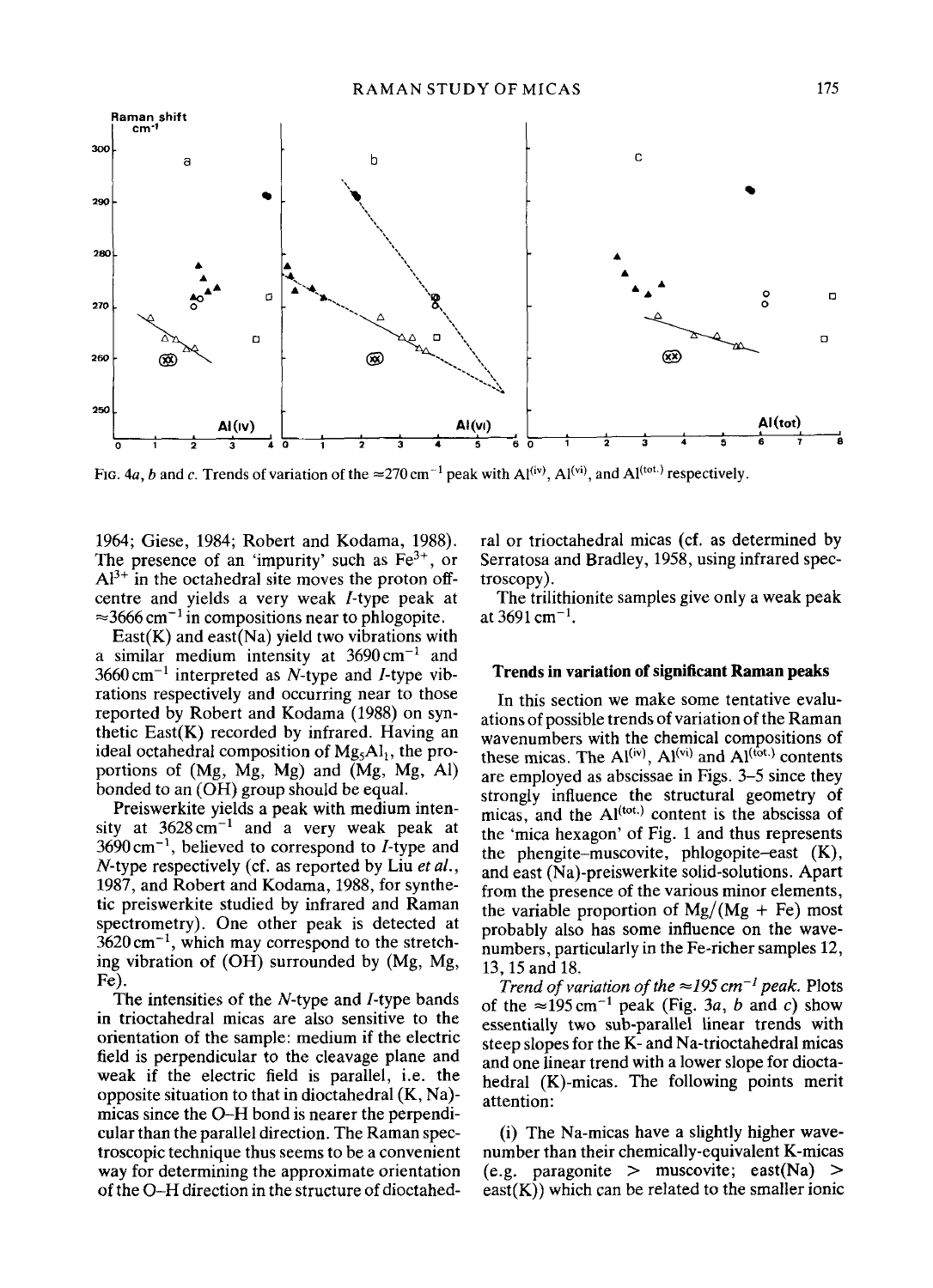FIG. 4*a*, *b* and *c*. Trends of variation of the $\approx 270\ cm^{-1}$ peak with $Al^{(iv)}$, $Al^{(vi)}$, and $Al^{(tot.)}$ respectively.

1964; Giese, 1984; Robert and Kodama, 1988). The presence of an 'impurity' such as $Fe^{3+}$, or $Al^{3+}$ in the octahedral site moves the proton off-centre and yields a very weak *I*-type peak at $\approx 3666\ cm^{-1}$ in compositions near to phlogopite.

East(K) and east(Na) yield two vibrations with a similar medium intensity at $3690\ cm^{-1}$ and $3660\ cm^{-1}$ interpreted as *N*-type and *I*-type vibrations respectively and occurring near to those reported by Robert and Kodama (1988) on synthetic East(K) recorded by infrared. Having an ideal octahedral composition of $Mg_5Al_1$, the proportions of (Mg, Mg, Mg) and (Mg, Mg, Al) bonded to an (OH) group should be equal.

Preiswerkite yields a peak with medium intensity at $3628\ cm^{-1}$ and a very weak peak at $3690\ cm^{-1}$, believed to correspond to *I*-type and *N*-type respectively (cf. as reported by Liu *et al.*, 1987, and Robert and Kodama, 1988, for synthetic preiswerkite studied by infrared and Raman spectrometry). One other peak is detected at $3620\ cm^{-1}$, which may correspond to the stretching vibration of (OH) surrounded by (Mg, Mg, Fe).

The intensities of the *N*-type and *I*-type bands in trioctahedral micas are also sensitive to the orientation of the sample: medium if the electric field is perpendicular to the cleavage plane and weak if the electric field is parallel, i.e. the opposite situation to that in dioctahedral (K, Na)-micas since the O–H bond is nearer the perpendicular than the parallel direction. The Raman spectroscopic technique thus seems to be a convenient way for determining the approximate orientation of the O–H direction in the structure of dioctahedral or trioctahedral micas (cf. as determined by Serratosa and Bradley, 1958, using infrared spectroscopy).

The trilithionite samples give only a weak peak at $3691\ cm^{-1}$.

## Trends in variation of significant Raman peaks

In this section we make some tentative evaluations of possible trends of variation of the Raman wavenumbers with the chemical compositions of these micas. The $Al^{(iv)}$, $Al^{(vi)}$ and $Al^{(tot.)}$ contents are employed as abscissae in Figs. 3–5 since they strongly influence the structural geometry of micas, and the $Al^{(tot.)}$ content is the abscissa of the 'mica hexagon' of Fig. 1 and thus represents the phengite–muscovite, phlogopite–east (K), and east (Na)-preiswerkite solid-solutions. Apart from the presence of the various minor elements, the variable proportion of Mg/(Mg + Fe) most probably also has some influence on the wavenumbers, particularly in the Fe-richer samples 12, 13, 15 and 18.

*Trend of variation of the $\approx 195\ cm^{-1}$ peak.* Plots of the $\approx 195\ cm^{-1}$ peak (Fig. 3*a*, *b* and *c*) show essentially two sub-parallel linear trends with steep slopes for the K- and Na-trioctahedral micas and one linear trend with a lower slope for dioctahedral (K)-micas. The following points merit attention:

(i) The Na-micas have a slightly higher wavenumber than their chemically-equivalent K-micas (e.g. paragonite > muscovite; east(Na) > east(K)) which can be related to the smaller ionic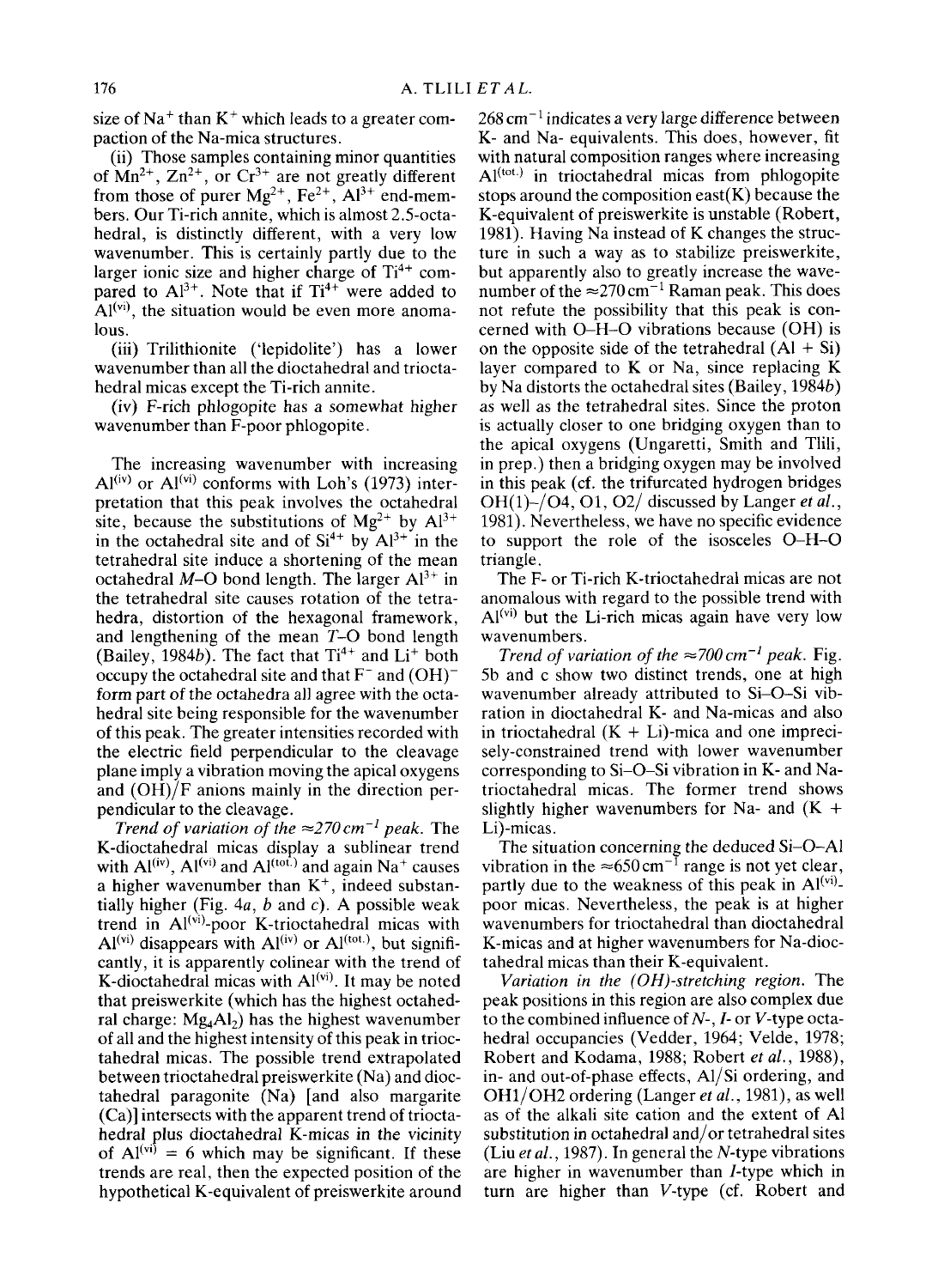size of $Na^+$ than $K^+$ which leads to a greater compaction of the Na-mica structures.

(ii) Those samples containing minor quantities of $Mn^{2+}$, $Zn^{2+}$, or $Cr^{3+}$ are not greatly different from those of purer $Mg^{2+}$, $Fe^{2+}$, $Al^{3+}$ end-members. Our Ti-rich annite, which is almost 2.5-octahedral, is distinctly different, with a very low wavenumber. This is certainly partly due to the larger ionic size and higher charge of $Ti^{4+}$ compared to $Al^{3+}$. Note that if $Ti^{4+}$ were added to $Al^{(vi)}$, the situation would be even more anomalous.

(iii) Trilithionite ('lepidolite') has a lower wavenumber than all the dioctahedral and trioctahedral micas except the Ti-rich annite.

(iv) F-rich phlogopite has a somewhat higher wavenumber than F-poor phlogopite.

The increasing wavenumber with increasing $Al^{(iv)}$ or $Al^{(vi)}$ conforms with Loh's (1973) interpretation that this peak involves the octahedral site, because the substitutions of $Mg^{2+}$ by $Al^{3+}$ in the octahedral site and of $Si^{4+}$ by $Al^{3+}$ in the tetrahedral site induce a shortening of the mean octahedral $M$–O bond length. The larger $Al^{3+}$ in the tetrahedral site causes rotation of the tetrahedra, distortion of the hexagonal framework, and lengthening of the mean $T$–O bond length (Bailey, 1984*b*). The fact that $Ti^{4+}$ and $Li^+$ both occupy the octahedral site and that $F^-$ and $(OH)^-$ form part of the octahedra all agree with the octahedral site being responsible for the wavenumber of this peak. The greater intensities recorded with the electric field perpendicular to the cleavage plane imply a vibration moving the apical oxygens and (OH)/F anions mainly in the direction perpendicular to the cleavage.

*Trend of variation of the ≈270 $cm^{-1}$ peak.* The K-dioctahedral micas display a sublinear trend with $Al^{(iv)}$, $Al^{(vi)}$ and $Al^{(tot.)}$ and again $Na^+$ causes a higher wavenumber than $K^+$, indeed substantially higher (Fig. 4*a*, *b* and *c*). A possible weak trend in $Al^{(vi)}$-poor K-trioctahedral micas with $Al^{(vi)}$ disappears with $Al^{(iv)}$ or $Al^{(tot.)}$, but significantly, it is apparently colinear with the trend of K-dioctahedral micas with $Al^{(vi)}$. It may be noted that preiswerkite (which has the highest octahedral charge: $Mg_4Al_2$) has the highest wavenumber of all and the highest intensity of this peak in trioctahedral micas. The possible trend extrapolated between trioctahedral preiswerkite (Na) and dioctahedral paragonite (Na) [and also margarite (Ca)] intersects with the apparent trend of trioctahedral plus dioctahedral K-micas in the vicinity of $Al^{(vi)} = 6$ which may be significant. If these trends are real, then the expected position of the hypothetical K-equivalent of preiswerkite around 268 $cm^{-1}$ indicates a very large difference between K- and Na- equivalents. This does, however, fit with natural composition ranges where increasing $Al^{(tot.)}$ in trioctahedral micas from phlogopite stops around the composition east(K) because the K-equivalent of preiswerkite is unstable (Robert, 1981). Having Na instead of K changes the structure in such a way as to stabilize preiswerkite, but apparently also to greatly increase the wavenumber of the ≈270 $cm^{-1}$ Raman peak. This does not refute the possibility that this peak is concerned with O–H–O vibrations because (OH) is on the opposite side of the tetrahedral (Al + Si) layer compared to K or Na, since replacing K by Na distorts the octahedral sites (Bailey, 1984*b*) as well as the tetrahedral sites. Since the proton is actually closer to one bridging oxygen than to the apical oxygens (Ungaretti, Smith and Tlili, in prep.) then a bridging oxygen may be involved in this peak (cf. the trifurcated hydrogen bridges OH(1)–/O4, O1, O2/ discussed by Langer *et al.*, 1981). Nevertheless, we have no specific evidence to support the role of the isosceles O–H–O triangle.

The F- or Ti-rich K-trioctahedral micas are not anomalous with regard to the possible trend with $Al^{(vi)}$ but the Li-rich micas again have very low wavenumbers.

*Trend of variation of the ≈700 $cm^{-1}$ peak.* Fig. 5b and c show two distinct trends, one at high wavenumber already attributed to Si–O–Si vibration in dioctahedral K- and Na-micas and also in trioctahedral (K + Li)-mica and one imprecisely-constrained trend with lower wavenumber corresponding to Si–O–Si vibration in K- and Na-trioctahedral micas. The former trend shows slightly higher wavenumbers for Na- and (K + Li)-micas.

The situation concerning the deduced Si–O–Al vibration in the ≈650 $cm^{-1}$ range is not yet clear, partly due to the weakness of this peak in $Al^{(vi)}$-poor micas. Nevertheless, the peak is at higher wavenumbers for trioctahedral than dioctahedral K-micas and at higher wavenumbers for Na-dioctahedral micas than their K-equivalent.

*Variation in the (OH)-stretching region.* The peak positions in this region are also complex due to the combined influence of $N$-, $I$- or $V$-type octahedral occupancies (Vedder, 1964; Velde, 1978; Robert and Kodama, 1988; Robert *et al.*, 1988), in- and out-of-phase effects, Al/Si ordering, and OH1/OH2 ordering (Langer *et al.*, 1981), as well as of the alkali site cation and the extent of Al substitution in octahedral and/or tetrahedral sites (Liu *et al.*, 1987). In general the $N$-type vibrations are higher in wavenumber than $I$-type which in turn are higher than $V$-type (cf. Robert and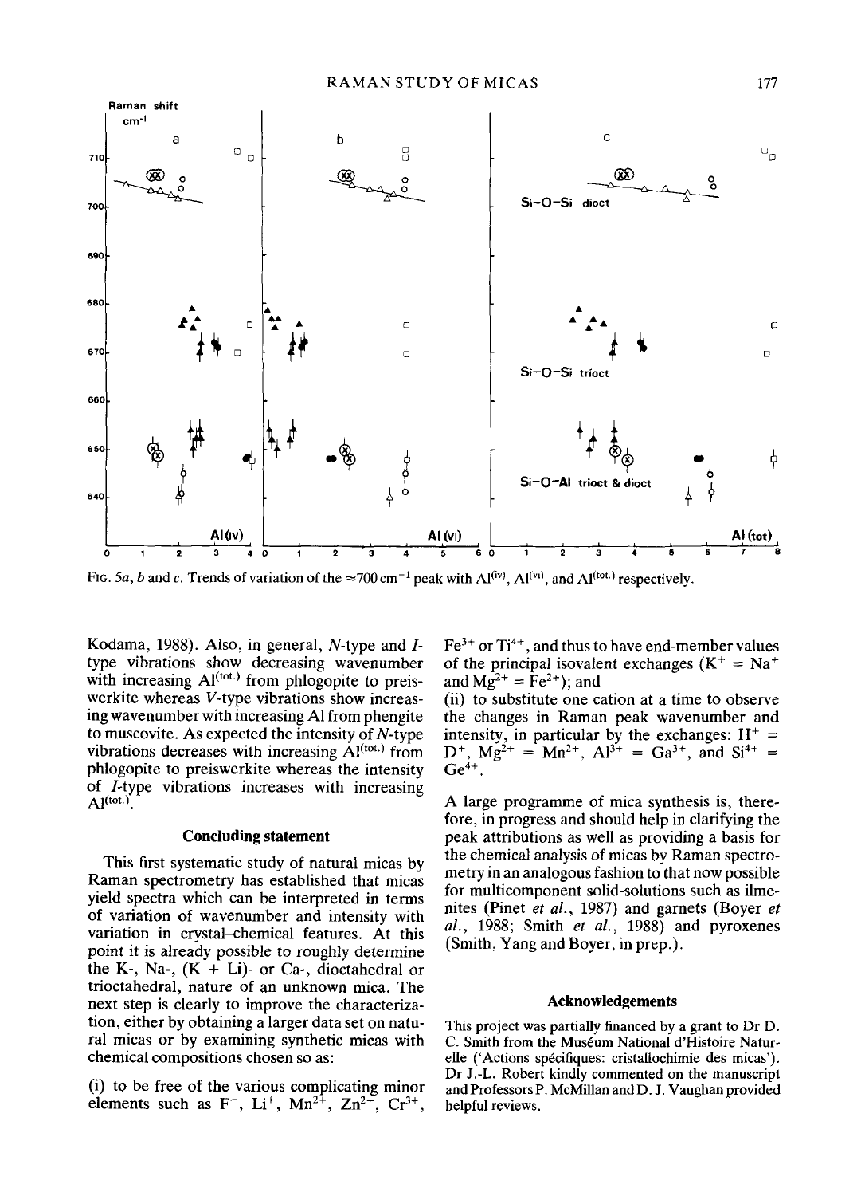FIG. 5*a*, *b* and *c*. Trends of variation of the ≈700 $cm^{-1}$ peak with $Al^{(iv)}$, $Al^{(vi)}$, and $Al^{(tot.)}$ respectively.

Kodama, 1988). Also, in general, *N*-type and *I*-type vibrations show decreasing wavenumber with increasing $Al^{(tot.)}$ from phlogopite to preiswerkite whereas *V*-type vibrations show increasing wavenumber with increasing Al from phengite to muscovite. As expected the intensity of *N*-type vibrations decreases with increasing $Al^{(tot.)}$ from phlogopite to preiswerkite whereas the intensity of *I*-type vibrations increases with increasing $Al^{(tot.)}$.

## Concluding statement

This first systematic study of natural micas by Raman spectrometry has established that micas yield spectra which can be interpreted in terms of variation of wavenumber and intensity with variation in crystal–chemical features. At this point it is already possible to roughly determine the K-, Na-, (K + Li)- or Ca-, dioctahedral or trioctahedral, nature of an unknown mica. The next step is clearly to improve the characterization, either by obtaining a larger data set on natural micas or by examining synthetic micas with chemical compositions chosen so as:

(i) to be free of the various complicating minor elements such as $F^-$, $Li^+$, $Mn^{2+}$, $Zn^{2+}$, $Cr^{3+}$, $Fe^{3+}$ or $Ti^{4+}$, and thus to have end-member values of the principal isovalent exchanges ($K^+ = Na^+$ and $Mg^{2+} = Fe^{2+}$); and

(ii) to substitute one cation at a time to observe the changes in Raman peak wavenumber and intensity, in particular by the exchanges: $H^+ = D^+$, $Mg^{2+} = Mn^{2+}$, $Al^{3+} = Ga^{3+}$, and $Si^{4+} = Ge^{4+}$.

A large programme of mica synthesis is, therefore, in progress and should help in clarifying the peak attributions as well as providing a basis for the chemical analysis of micas by Raman spectrometry in an analogous fashion to that now possible for multicomponent solid-solutions such as ilmenites (Pinet *et al.*, 1987) and garnets (Boyer *et al.*, 1988; Smith *et al.*, 1988) and pyroxenes (Smith, Yang and Boyer, in prep.).

## Acknowledgements

This project was partially financed by a grant to Dr D. C. Smith from the Muséum National d'Histoire Naturelle ('Actions spécifiques: cristallochimie des micas'). Dr J.-L. Robert kindly commented on the manuscript and Professors P. McMillan and D. J. Vaughan provided helpful reviews.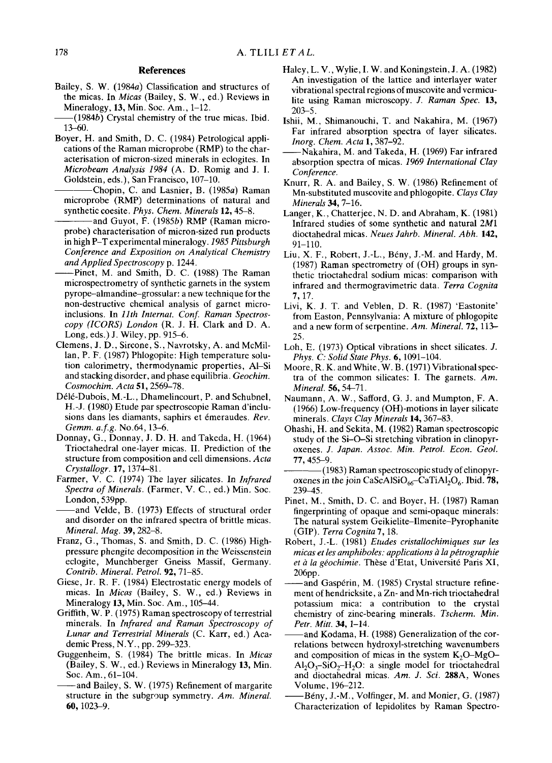## References

Bailey, S. W. (1984*a*) Classification and structures of the micas. In *Micas* (Bailey, S. W., ed.) Reviews in Mineralogy, **13**, Min. Soc. Am., 1–12.

——(1984*b*) Crystal chemistry of the true micas. Ibid. 13–60.

Boyer, H. and Smith, D. C. (1984) Petrological applications of the Raman microprobe (RMP) to the characterisation of micron-sized minerals in eclogites. In *Microbeam Analysis 1984* (A. D. Romig and J. I. Goldstein, eds.), San Francisco, 107–10.

————Chopin, C. and Lasnier, B. (1985*a*) Raman microprobe (RMP) determinations of natural and synthetic coesite. *Phys. Chem. Minerals* **12**, 45–8.

————and Guyot, F. (1985*b*) RMP (Raman microprobe) characterisation of micron-sized run products in high P–T experimental mineralogy. *1985 Pittsburgh Conference and Exposition on Analytical Chemistry and Applied Spectroscopy* p. 1244.

——Pinet, M. and Smith, D. C. (1988) The Raman microspectrometry of synthetic garnets in the system pyrope–almandine–grossular: a new technique for the non-destructive chemical analysis of garnet micro-inclusions. In *11th Internat. Conf. Raman Spectroscopy (ICORS) London* (R. J. H. Clark and D. A. Long, eds.) J. Wiley, pp. 915–6.

Clemens, J. D., Sircone, S., Navrotsky, A. and McMillan, P. F. (1987) Phlogopite: High temperature solution calorimetry, thermodynamic properties, Al–Si and stacking disorder, and phase equilibria. *Geochim. Cosmochim. Acta* **51**, 2569–78.

Délé-Dubois, M.-L., Dhamelincourt, P. and Schubnel, H.-J. (1980) Etude par spectroscopie Raman d'inclusions dans les diamants, saphirs et émeraudes. *Rev. Gemm. a.f.g.* No.64, 13–6.

Donnay, G., Donnay, J. D. H. and Takeda, H. (1964) Trioctahedral one-layer micas. II. Prediction of the structure from composition and cell dimensions. *Acta Crystallogr.* **17**, 1374–81.

Farmer, V. C. (1974) The layer silicates. In *Infrared Spectra of Minerals*. (Farmer, V. C., ed.) Min. Soc. London, 539pp.

——and Velde, B. (1973) Effects of structural order and disorder on the infrared spectra of brittle micas. *Mineral. Mag.* **39**, 282–8.

Franz, G., Thomas, S. and Smith, D. C. (1986) High-pressure phengite decomposition in the Weissenstein eclogite, Munchberger Gneiss Massif, Germany. *Contrib. Mineral. Petrol.* **92**, 71–85.

Giese, Jr. R. F. (1984) Electrostatic energy models of micas. In *Micas* (Bailey, S. W., ed.) Reviews in Mineralogy **13**, Min. Soc. Am., 105–44.

Griffith, W. P. (1975) Raman spectroscopy of terrestrial minerals. In *Infrared and Raman Spectroscopy of Lunar and Terrestrial Minerals* (C. Karr, ed.) Academic Press, N.Y., pp. 299–323.

Guggenheim, S. (1984) The brittle micas. In *Micas* (Bailey, S. W., ed.) Reviews in Mineralogy **13**, Min. Soc. Am., 61–104.

——and Bailey, S. W. (1975) Refinement of margarite structure in the subgroup symmetry. *Am. Mineral.* **60**, 1023–9.

Haley, L. V., Wylie, I. W. and Koningstein, J. A. (1982) An investigation of the lattice and interlayer water vibrational spectral regions of muscovite and vermiculite using Raman microscopy. *J. Raman Spec.* **13**, 203–5.

Ishii, M., Shimanouchi, T. and Nakahira, M. (1967) Far infrared absorption spectra of layer silicates. *Inorg. Chem. Acta* **1**, 387–92.

——Nakahira, M. and Takeda, H. (1969) Far infrared absorption spectra of micas. *1969 International Clay Conference*.

Knurr, R. A. and Bailey, S. W. (1986) Refinement of Mn-substituted muscovite and phlogopite. *Clays Clay Minerals* **34**, 7–16.

Langer, K., Chatterjee, N. D. and Abraham, K. (1981) Infrared studies of some synthetic and natural 2*M*1 dioctahedral micas. *Neues Jahrb. Mineral. Abh.* **142**, 91–110.

Liu, X. F., Robert, J.-L., Bény, J.-M. and Hardy, M. (1987) Raman spectrometry of (OH) groups in synthetic trioctahedral sodium micas: comparison with infrared and thermogravimetric data. *Terra Cognita* **7**, 17.

Livi, K. J. T. and Veblen, D. R. (1987) 'Eastonite' from Easton, Pennsylvania: A mixture of phlogopite and a new form of serpentine. *Am. Mineral.* **72**, 113–25.

Loh, E. (1973) Optical vibrations in sheet silicates. *J. Phys. C: Solid State Phys.* **6**, 1091–104.

Moore, R. K. and White, W. B. (1971) Vibrational spectra of the common silicates: I. The garnets. *Am. Mineral.* **56**, 54–71.

Naumann, A. W., Safford, G. J. and Mumpton, F. A. (1966) Low-frequency (OH)-motions in layer silicate minerals. *Clays Clay Minerals* **14**, 367–83.

Ohashi, H. and Sekita, M. (1982) Raman spectroscopic study of the Si–O–Si stretching vibration in clinopyroxenes. *J. Japan. Assoc. Min. Petrol. Econ. Geol.* **77**, 455–9.

————(1983) Raman spectroscopic study of clinopyroxenes in the join $CaScAlSiO_{66}$–$CaTiAl_2O_6$. Ibid. **78**, 239–45.

Pinet, M., Smith, D. C. and Boyer, H. (1987) Raman fingerprinting of opaque and semi-opaque minerals: The natural system Geikielite–Ilmenite–Pyrophanite (GIP). *Terra Cognita* **7**, 18.

Robert, J.-L. (1981) *Etudes cristallochimiques sur les micas et les amphiboles: applications à la pétrographie et à la géochimie*. Thèse d'Etat, Université Paris XI, 206pp.

——and Gaspérin, M. (1985) Crystal structure refinement of hendricksite, a Zn- and Mn-rich trioctahedral potassium mica: a contribution to the crystal chemistry of zinc-bearing minerals. *Tscherm. Min. Petr. Mitt.* **34**, 1–14.

——and Kodama, H. (1988) Generalization of the correlations between hydroxyl-stretching wavenumbers and composition of micas in the system $K_2O$–$MgO$–$Al_2O_3$–$SiO_2$–$H_2O$: a single model for trioctahedral and dioctahedral micas. *Am. J. Sci.* **288A**, Wones Volume, 196–212.

——Bény, J.-M., Volfinger, M. and Monier, G. (1987) Characterization of lepidolites by Raman Spectro-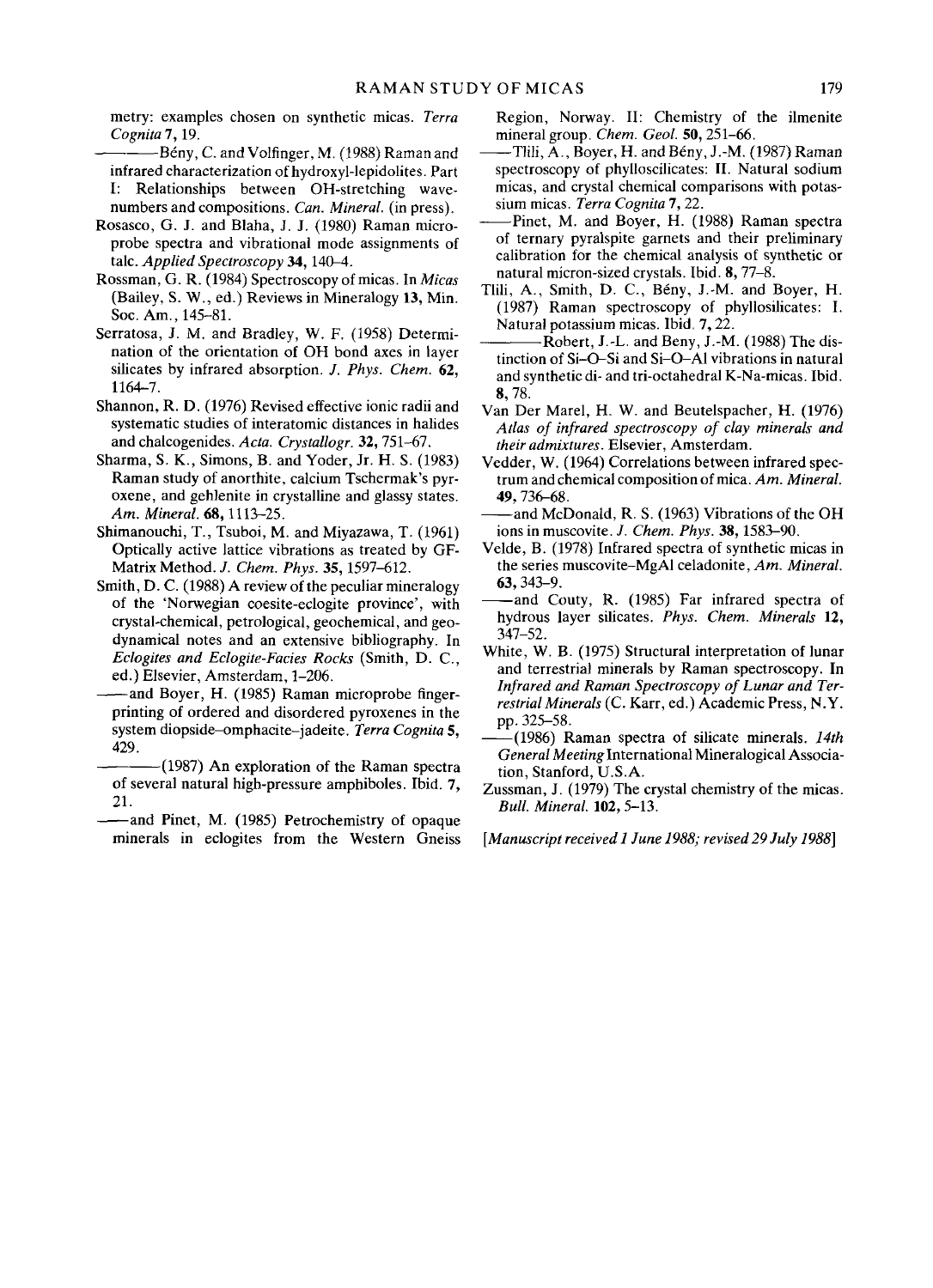metry: examples chosen on synthetic micas. *Terra Cognita* **7**, 19.

———Bény, C. and Volfinger, M. (1988) Raman and infrared characterization of hydroxyl-lepidolites. Part I: Relationships between OH-stretching wavenumbers and compositions. *Can. Mineral.* (in press).

Rosasco, G. J. and Blaha, J. J. (1980) Raman microprobe spectra and vibrational mode assignments of talc. *Applied Spectroscopy* **34**, 140–4.

Rossman, G. R. (1984) Spectroscopy of micas. In *Micas* (Bailey, S. W., ed.) Reviews in Mineralogy **13**, Min. Soc. Am., 145–81.

Serratosa, J. M. and Bradley, W. F. (1958) Determination of the orientation of OH bond axes in layer silicates by infrared absorption. *J. Phys. Chem.* **62**, 1164–7.

Shannon, R. D. (1976) Revised effective ionic radii and systematic studies of interatomic distances in halides and chalcogenides. *Acta. Crystallogr.* **32**, 751–67.

Sharma, S. K., Simons, B. and Yoder, Jr. H. S. (1983) Raman study of anorthite, calcium Tschermak's pyroxene, and gehlenite in crystalline and glassy states. *Am. Mineral.* **68**, 1113–25.

Shimanouchi, T., Tsuboi, M. and Miyazawa, T. (1961) Optically active lattice vibrations as treated by GF-Matrix Method. *J. Chem. Phys.* **35**, 1597–612.

Smith, D. C. (1988) A review of the peculiar mineralogy of the 'Norwegian coesite-eclogite province', with crystal-chemical, petrological, geochemical, and geodynamical notes and an extensive bibliography. In *Eclogites and Eclogite-Facies Rocks* (Smith, D. C., ed.) Elsevier, Amsterdam, 1–206.

——and Boyer, H. (1985) Raman microprobe fingerprinting of ordered and disordered pyroxenes in the system diopside–omphacite–jadeite. *Terra Cognita* **5**, 429.

———(1987) An exploration of the Raman spectra of several natural high-pressure amphiboles. Ibid. **7**, 21.

——and Pinet, M. (1985) Petrochemistry of opaque minerals in eclogites from the Western Gneiss Region, Norway. II: Chemistry of the ilmenite mineral group. *Chem. Geol.* **50**, 251–66.

——Tlili, A., Boyer, H. and Bény, J.-M. (1987) Raman spectroscopy of phylloscilicates: II. Natural sodium micas, and crystal chemical comparisons with potassium micas. *Terra Cognita* **7**, 22.

——Pinet, M. and Boyer, H. (1988) Raman spectra of ternary pyralspite garnets and their preliminary calibration for the chemical analysis of synthetic or natural micron-sized crystals. Ibid. **8**, 77–8.

Tlili, A., Smith, D. C., Bény, J.-M. and Boyer, H. (1987) Raman spectroscopy of phyllosilicates: I. Natural potassium micas. Ibid. **7**, 22.

————Robert, J.-L. and Beny, J.-M. (1988) The distinction of Si–O–Si and Si–O–Al vibrations in natural and synthetic di- and tri-octahedral K-Na-micas. Ibid. **8**, 78.

Van Der Marel, H. W. and Beutelspacher, H. (1976) *Atlas of infrared spectroscopy of clay minerals and their admixtures*. Elsevier, Amsterdam.

Vedder, W. (1964) Correlations between infrared spectrum and chemical composition of mica. *Am. Mineral.* **49**, 736–68.

——and McDonald, R. S. (1963) Vibrations of the OH ions in muscovite. *J. Chem. Phys.* **38**, 1583–90.

Velde, B. (1978) Infrared spectra of synthetic micas in the series muscovite–MgAl celadonite, *Am. Mineral.* **63**, 343–9.

——and Couty, R. (1985) Far infrared spectra of hydrous layer silicates. *Phys. Chem. Minerals* **12**, 347–52.

White, W. B. (1975) Structural interpretation of lunar and terrestrial minerals by Raman spectroscopy. In *Infrared and Raman Spectroscopy of Lunar and Terrestrial Minerals* (C. Karr, ed.) Academic Press, N.Y. pp. 325–58.

——(1986) Raman spectra of silicate minerals. *14th General Meeting* International Mineralogical Association, Stanford, U.S.A.

Zussman, J. (1979) The crystal chemistry of the micas. *Bull. Mineral.* **102**, 5–13.

*[Manuscript received 1 June 1988; revised 29 July 1988]*